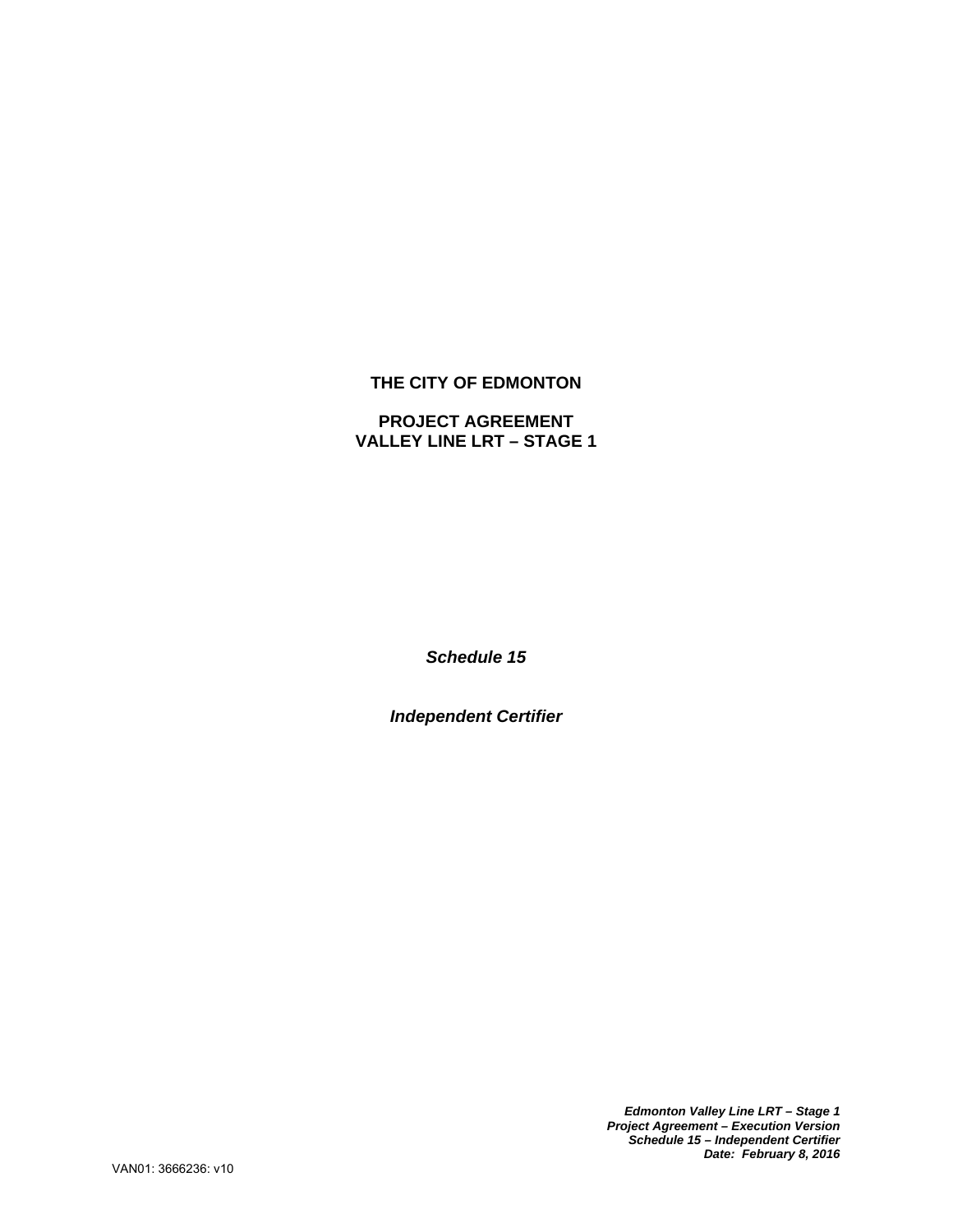**THE CITY OF EDMONTON**

**PROJECT AGREEMENT**
**VALLEY LINE LRT – STAGE 1**

***Schedule 15***

***Independent Certifier***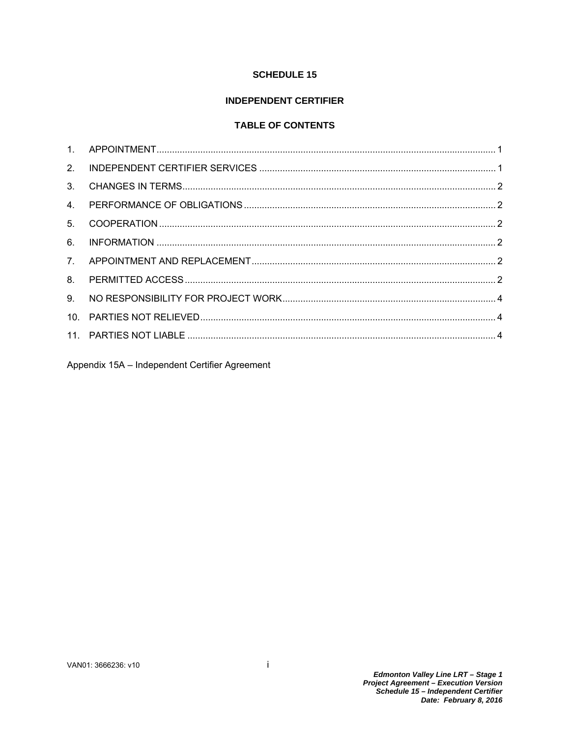# SCHEDULE 15

## INDEPENDENT CERTIFIER

### TABLE OF CONTENTS

1. APPOINTMENT ..... 1
2. INDEPENDENT CERTIFIER SERVICES ..... 1
3. CHANGES IN TERMS ..... 2
4. PERFORMANCE OF OBLIGATIONS ..... 2
5. COOPERATION ..... 2
6. INFORMATION ..... 2
7. APPOINTMENT AND REPLACEMENT ..... 2
8. PERMITTED ACCESS ..... 2
9. NO RESPONSIBILITY FOR PROJECT WORK ..... 4
10. PARTIES NOT RELIEVED ..... 4
11. PARTIES NOT LIABLE ..... 4

Appendix 15A – Independent Certifier Agreement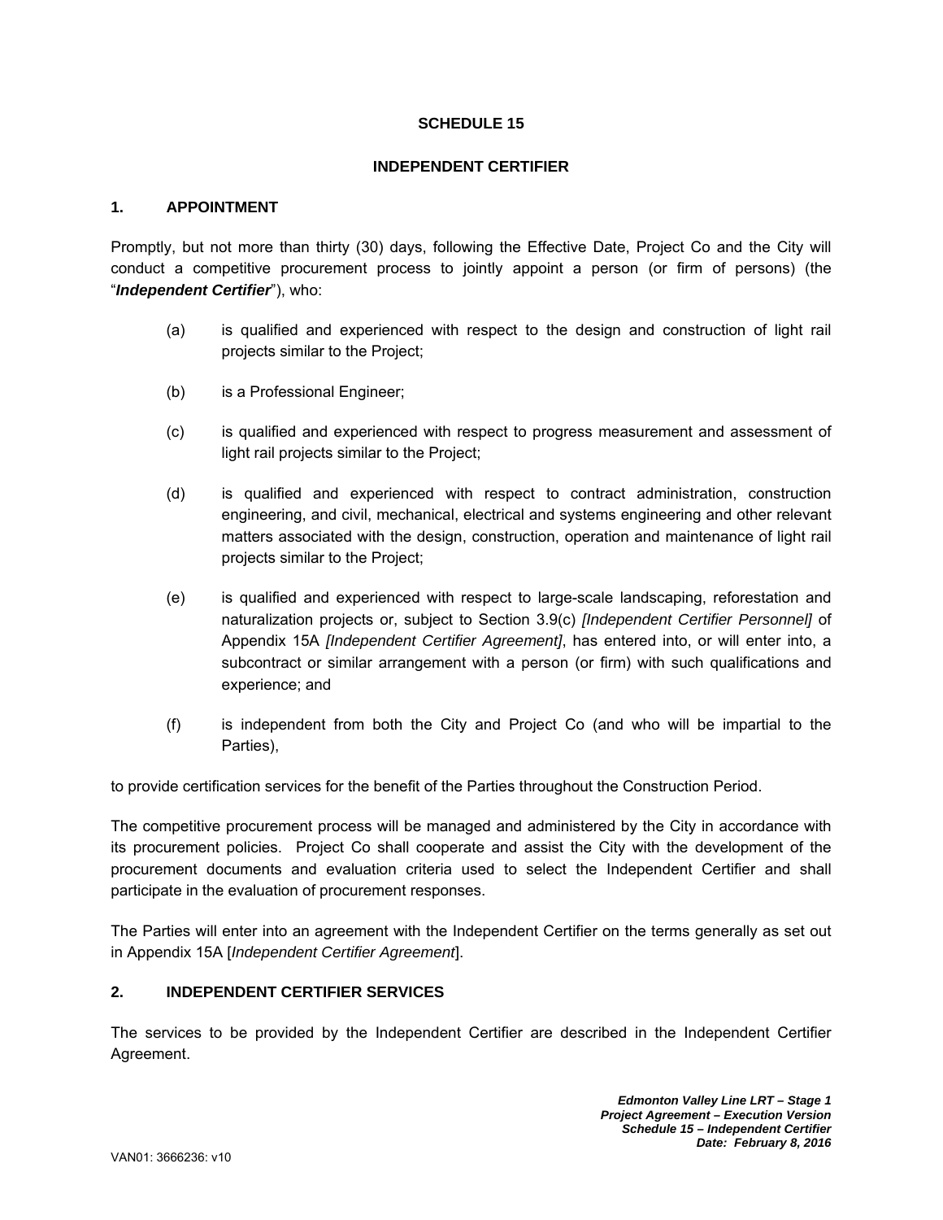# SCHEDULE 15

## INDEPENDENT CERTIFIER

### 1. APPOINTMENT

Promptly, but not more than thirty (30) days, following the Effective Date, Project Co and the City will conduct a competitive procurement process to jointly appoint a person (or firm of persons) (the "***Independent Certifier***"), who:

(a) is qualified and experienced with respect to the design and construction of light rail projects similar to the Project;

(b) is a Professional Engineer;

(c) is qualified and experienced with respect to progress measurement and assessment of light rail projects similar to the Project;

(d) is qualified and experienced with respect to contract administration, construction engineering, and civil, mechanical, electrical and systems engineering and other relevant matters associated with the design, construction, operation and maintenance of light rail projects similar to the Project;

(e) is qualified and experienced with respect to large-scale landscaping, reforestation and naturalization projects or, subject to Section 3.9(c) *[Independent Certifier Personnel]* of Appendix 15A *[Independent Certifier Agreement]*, has entered into, or will enter into, a subcontract or similar arrangement with a person (or firm) with such qualifications and experience; and

(f) is independent from both the City and Project Co (and who will be impartial to the Parties),

to provide certification services for the benefit of the Parties throughout the Construction Period.

The competitive procurement process will be managed and administered by the City in accordance with its procurement policies. Project Co shall cooperate and assist the City with the development of the procurement documents and evaluation criteria used to select the Independent Certifier and shall participate in the evaluation of procurement responses.

The Parties will enter into an agreement with the Independent Certifier on the terms generally as set out in Appendix 15A [*Independent Certifier Agreement*].

### 2. INDEPENDENT CERTIFIER SERVICES

The services to be provided by the Independent Certifier are described in the Independent Certifier Agreement.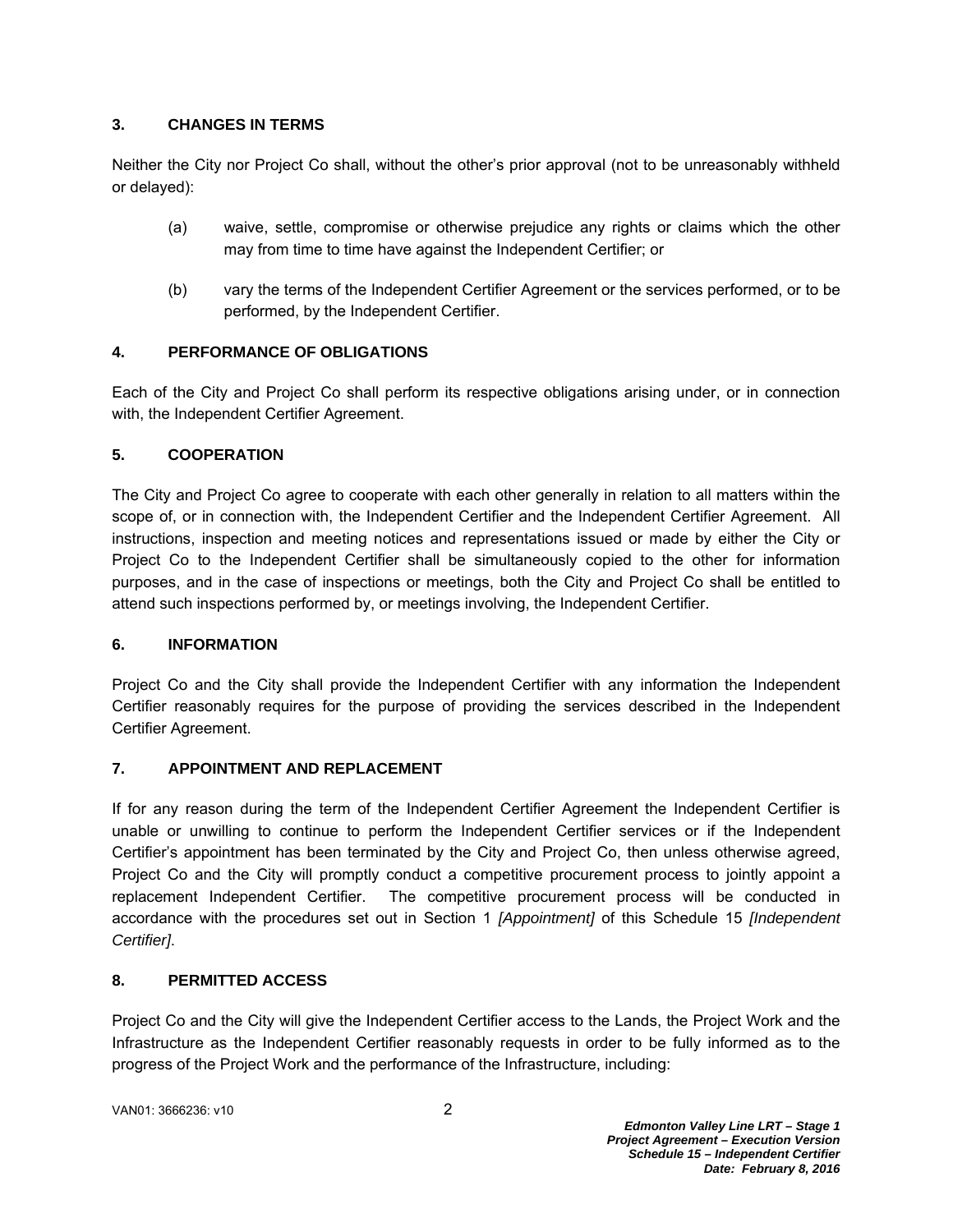## 3. CHANGES IN TERMS

Neither the City nor Project Co shall, without the other's prior approval (not to be unreasonably withheld or delayed):

(a) waive, settle, compromise or otherwise prejudice any rights or claims which the other may from time to time have against the Independent Certifier; or

(b) vary the terms of the Independent Certifier Agreement or the services performed, or to be performed, by the Independent Certifier.

## 4. PERFORMANCE OF OBLIGATIONS

Each of the City and Project Co shall perform its respective obligations arising under, or in connection with, the Independent Certifier Agreement.

## 5. COOPERATION

The City and Project Co agree to cooperate with each other generally in relation to all matters within the scope of, or in connection with, the Independent Certifier and the Independent Certifier Agreement. All instructions, inspection and meeting notices and representations issued or made by either the City or Project Co to the Independent Certifier shall be simultaneously copied to the other for information purposes, and in the case of inspections or meetings, both the City and Project Co shall be entitled to attend such inspections performed by, or meetings involving, the Independent Certifier.

## 6. INFORMATION

Project Co and the City shall provide the Independent Certifier with any information the Independent Certifier reasonably requires for the purpose of providing the services described in the Independent Certifier Agreement.

## 7. APPOINTMENT AND REPLACEMENT

If for any reason during the term of the Independent Certifier Agreement the Independent Certifier is unable or unwilling to continue to perform the Independent Certifier services or if the Independent Certifier's appointment has been terminated by the City and Project Co, then unless otherwise agreed, Project Co and the City will promptly conduct a competitive procurement process to jointly appoint a replacement Independent Certifier. The competitive procurement process will be conducted in accordance with the procedures set out in Section 1 *[Appointment]* of this Schedule 15 *[Independent Certifier]*.

## 8. PERMITTED ACCESS

Project Co and the City will give the Independent Certifier access to the Lands, the Project Work and the Infrastructure as the Independent Certifier reasonably requests in order to be fully informed as to the progress of the Project Work and the performance of the Infrastructure, including: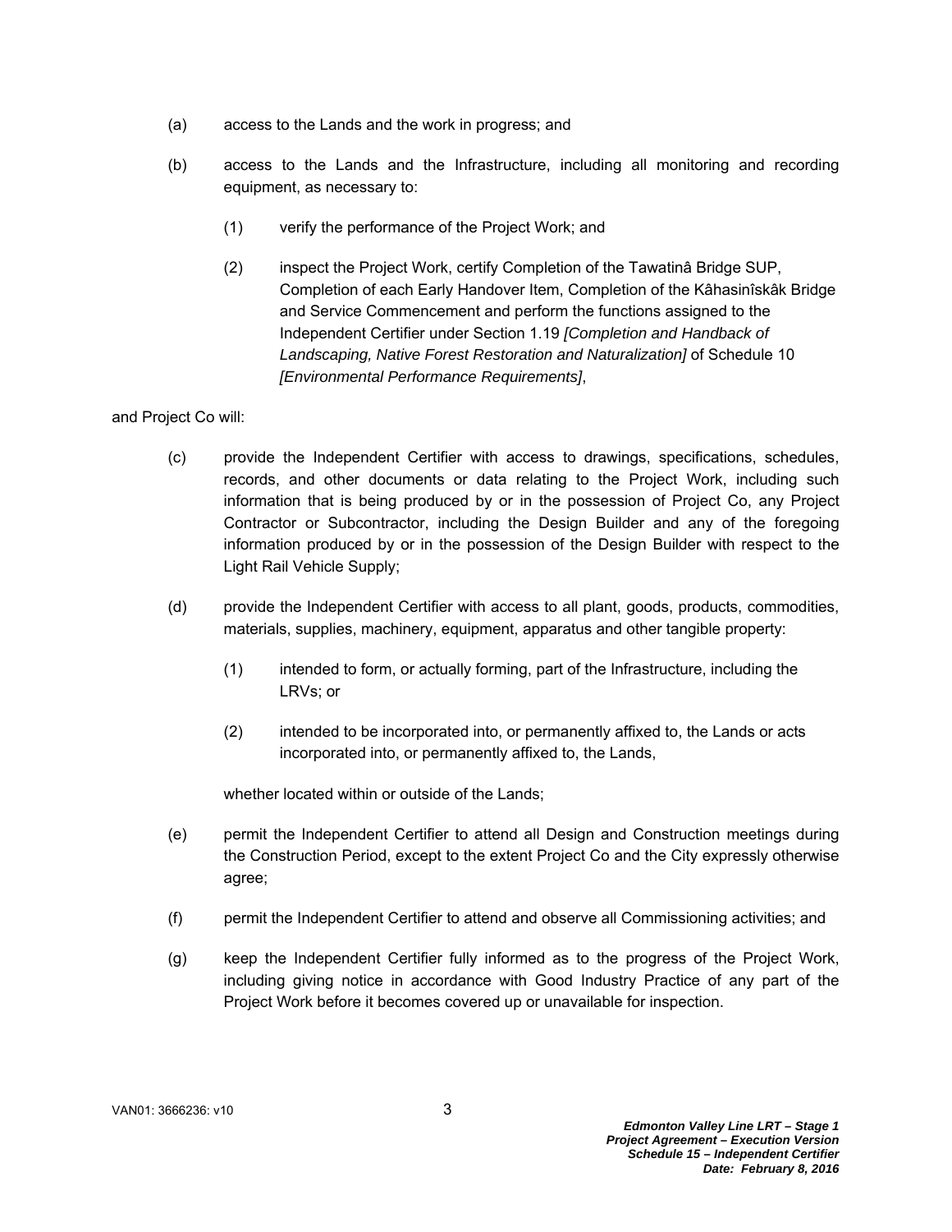(a) access to the Lands and the work in progress; and

(b) access to the Lands and the Infrastructure, including all monitoring and recording equipment, as necessary to:

   (1) verify the performance of the Project Work; and

   (2) inspect the Project Work, certify Completion of the Tawatinâ Bridge SUP, Completion of each Early Handover Item, Completion of the Kâhasinîskâk Bridge and Service Commencement and perform the functions assigned to the Independent Certifier under Section 1.19 *[Completion and Handback of Landscaping, Native Forest Restoration and Naturalization]* of Schedule 10 *[Environmental Performance Requirements]*,

and Project Co will:

(c) provide the Independent Certifier with access to drawings, specifications, schedules, records, and other documents or data relating to the Project Work, including such information that is being produced by or in the possession of Project Co, any Project Contractor or Subcontractor, including the Design Builder and any of the foregoing information produced by or in the possession of the Design Builder with respect to the Light Rail Vehicle Supply;

(d) provide the Independent Certifier with access to all plant, goods, products, commodities, materials, supplies, machinery, equipment, apparatus and other tangible property:

   (1) intended to form, or actually forming, part of the Infrastructure, including the LRVs; or

   (2) intended to be incorporated into, or permanently affixed to, the Lands or acts incorporated into, or permanently affixed to, the Lands,

   whether located within or outside of the Lands;

(e) permit the Independent Certifier to attend all Design and Construction meetings during the Construction Period, except to the extent Project Co and the City expressly otherwise agree;

(f) permit the Independent Certifier to attend and observe all Commissioning activities; and

(g) keep the Independent Certifier fully informed as to the progress of the Project Work, including giving notice in accordance with Good Industry Practice of any part of the Project Work before it becomes covered up or unavailable for inspection.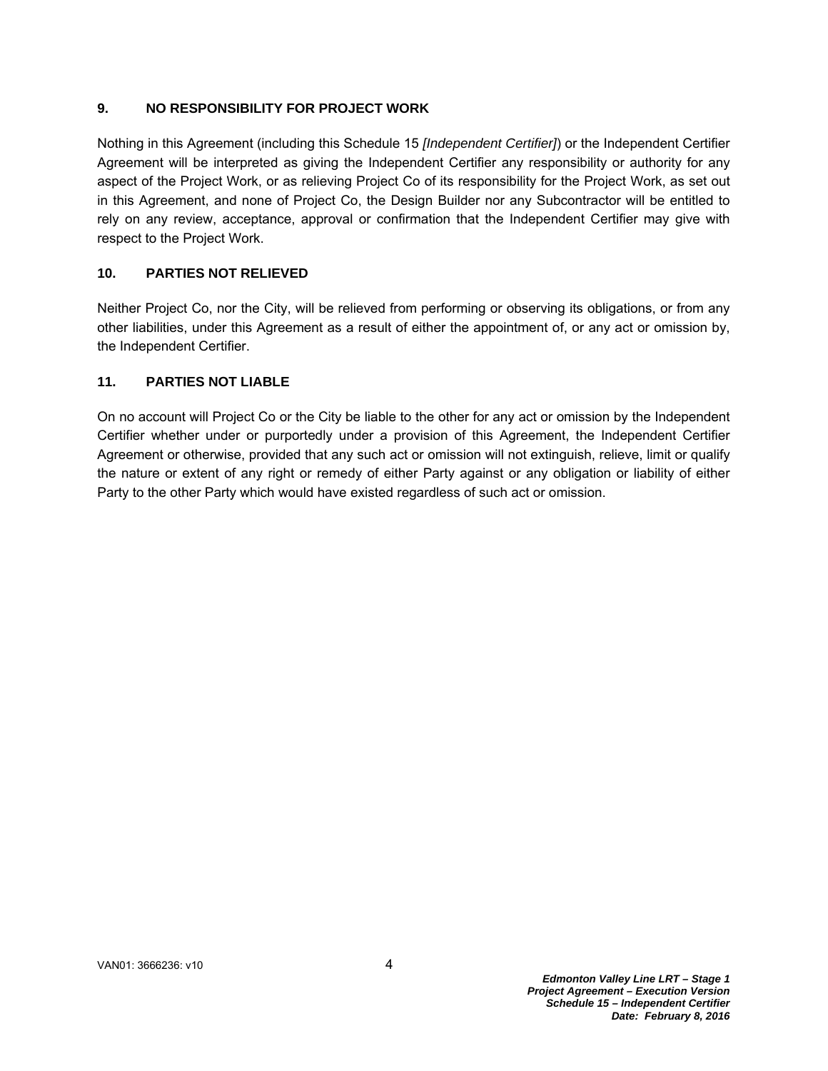## 9. NO RESPONSIBILITY FOR PROJECT WORK

Nothing in this Agreement (including this Schedule 15 *[Independent Certifier]*) or the Independent Certifier Agreement will be interpreted as giving the Independent Certifier any responsibility or authority for any aspect of the Project Work, or as relieving Project Co of its responsibility for the Project Work, as set out in this Agreement, and none of Project Co, the Design Builder nor any Subcontractor will be entitled to rely on any review, acceptance, approval or confirmation that the Independent Certifier may give with respect to the Project Work.

## 10. PARTIES NOT RELIEVED

Neither Project Co, nor the City, will be relieved from performing or observing its obligations, or from any other liabilities, under this Agreement as a result of either the appointment of, or any act or omission by, the Independent Certifier.

## 11. PARTIES NOT LIABLE

On no account will Project Co or the City be liable to the other for any act or omission by the Independent Certifier whether under or purportedly under a provision of this Agreement, the Independent Certifier Agreement or otherwise, provided that any such act or omission will not extinguish, relieve, limit or qualify the nature or extent of any right or remedy of either Party against or any obligation or liability of either Party to the other Party which would have existed regardless of such act or omission.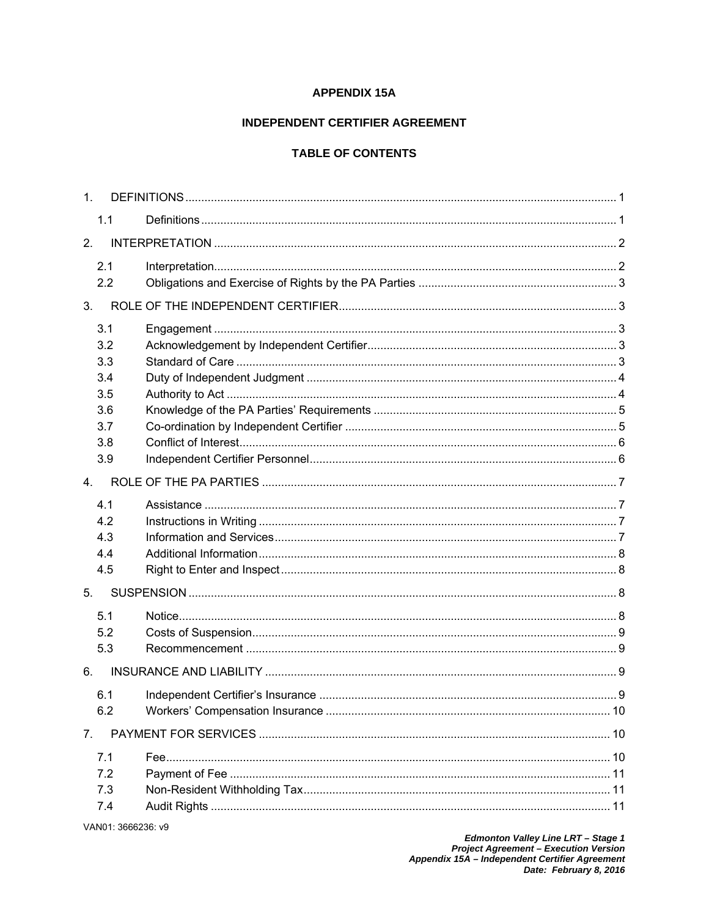# APPENDIX 15A

# INDEPENDENT CERTIFIER AGREEMENT

## TABLE OF CONTENTS

| | | |
|---|---|---|
| 1. | DEFINITIONS | 1 |
| 1.1 | Definitions | 1 |
| 2. | INTERPRETATION | 2 |
| 2.1 | Interpretation | 2 |
| 2.2 | Obligations and Exercise of Rights by the PA Parties | 3 |
| 3. | ROLE OF THE INDEPENDENT CERTIFIER | 3 |
| 3.1 | Engagement | 3 |
| 3.2 | Acknowledgement by Independent Certifier | 3 |
| 3.3 | Standard of Care | 3 |
| 3.4 | Duty of Independent Judgment | 4 |
| 3.5 | Authority to Act | 4 |
| 3.6 | Knowledge of the PA Parties' Requirements | 5 |
| 3.7 | Co-ordination by Independent Certifier | 5 |
| 3.8 | Conflict of Interest | 6 |
| 3.9 | Independent Certifier Personnel | 6 |
| 4. | ROLE OF THE PA PARTIES | 7 |
| 4.1 | Assistance | 7 |
| 4.2 | Instructions in Writing | 7 |
| 4.3 | Information and Services | 7 |
| 4.4 | Additional Information | 8 |
| 4.5 | Right to Enter and Inspect | 8 |
| 5. | SUSPENSION | 8 |
| 5.1 | Notice | 8 |
| 5.2 | Costs of Suspension | 9 |
| 5.3 | Recommencement | 9 |
| 6. | INSURANCE AND LIABILITY | 9 |
| 6.1 | Independent Certifier's Insurance | 9 |
| 6.2 | Workers' Compensation Insurance | 10 |
| 7. | PAYMENT FOR SERVICES | 10 |
| 7.1 | Fee | 10 |
| 7.2 | Payment of Fee | 11 |
| 7.3 | Non-Resident Withholding Tax | 11 |
| 7.4 | Audit Rights | 11 |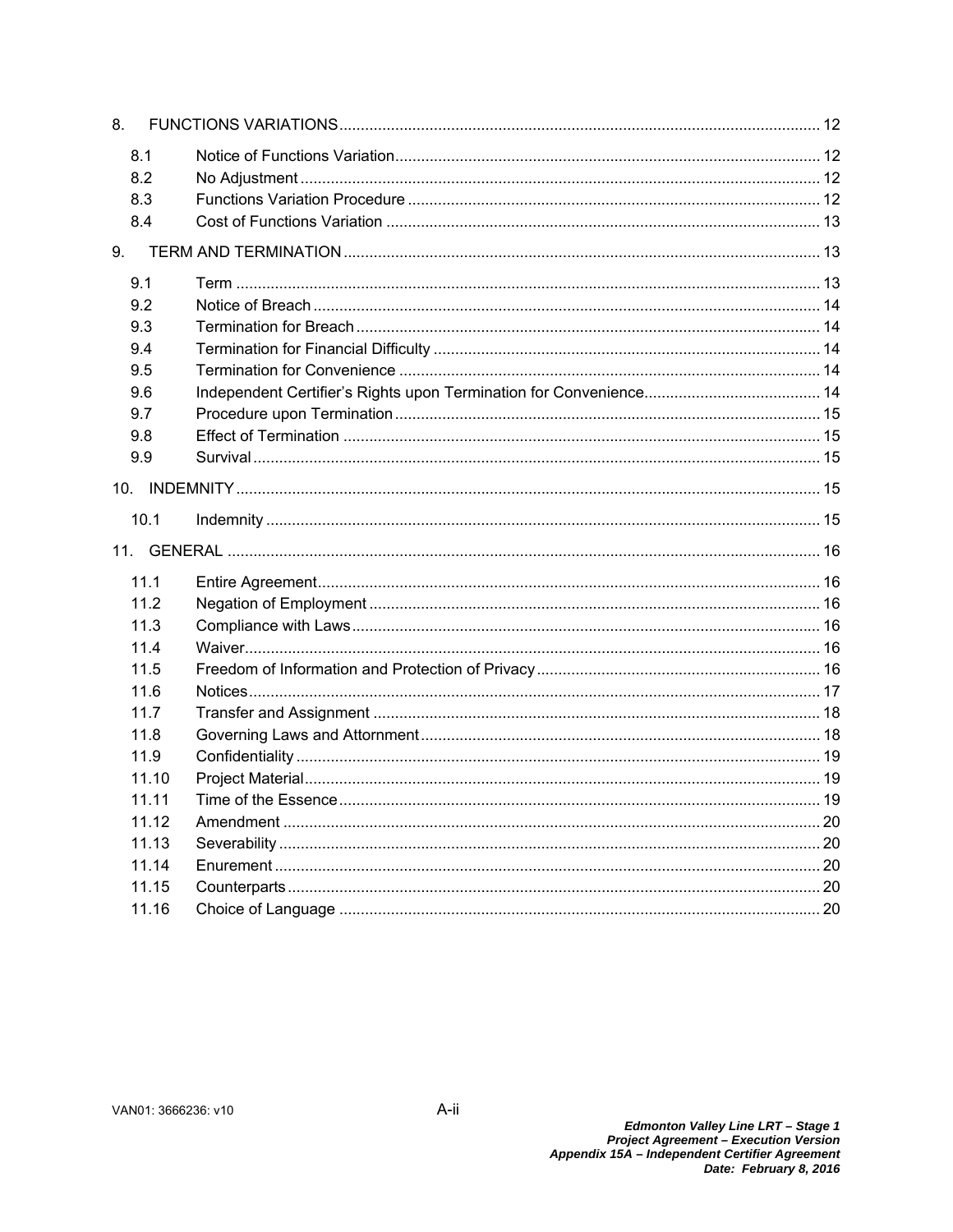| | | |
|---|---|---|
| 8. | FUNCTIONS VARIATIONS | 12 |
| 8.1 | Notice of Functions Variation | 12 |
| 8.2 | No Adjustment | 12 |
| 8.3 | Functions Variation Procedure | 12 |
| 8.4 | Cost of Functions Variation | 13 |
| 9. | TERM AND TERMINATION | 13 |
| 9.1 | Term | 13 |
| 9.2 | Notice of Breach | 14 |
| 9.3 | Termination for Breach | 14 |
| 9.4 | Termination for Financial Difficulty | 14 |
| 9.5 | Termination for Convenience | 14 |
| 9.6 | Independent Certifier's Rights upon Termination for Convenience | 14 |
| 9.7 | Procedure upon Termination | 15 |
| 9.8 | Effect of Termination | 15 |
| 9.9 | Survival | 15 |
| 10. | INDEMNITY | 15 |
| 10.1 | Indemnity | 15 |
| 11. | GENERAL | 16 |
| 11.1 | Entire Agreement | 16 |
| 11.2 | Negation of Employment | 16 |
| 11.3 | Compliance with Laws | 16 |
| 11.4 | Waiver | 16 |
| 11.5 | Freedom of Information and Protection of Privacy | 16 |
| 11.6 | Notices | 17 |
| 11.7 | Transfer and Assignment | 18 |
| 11.8 | Governing Laws and Attornment | 18 |
| 11.9 | Confidentiality | 19 |
| 11.10 | Project Material | 19 |
| 11.11 | Time of the Essence | 19 |
| 11.12 | Amendment | 20 |
| 11.13 | Severability | 20 |
| 11.14 | Enurement | 20 |
| 11.15 | Counterparts | 20 |
| 11.16 | Choice of Language | 20 |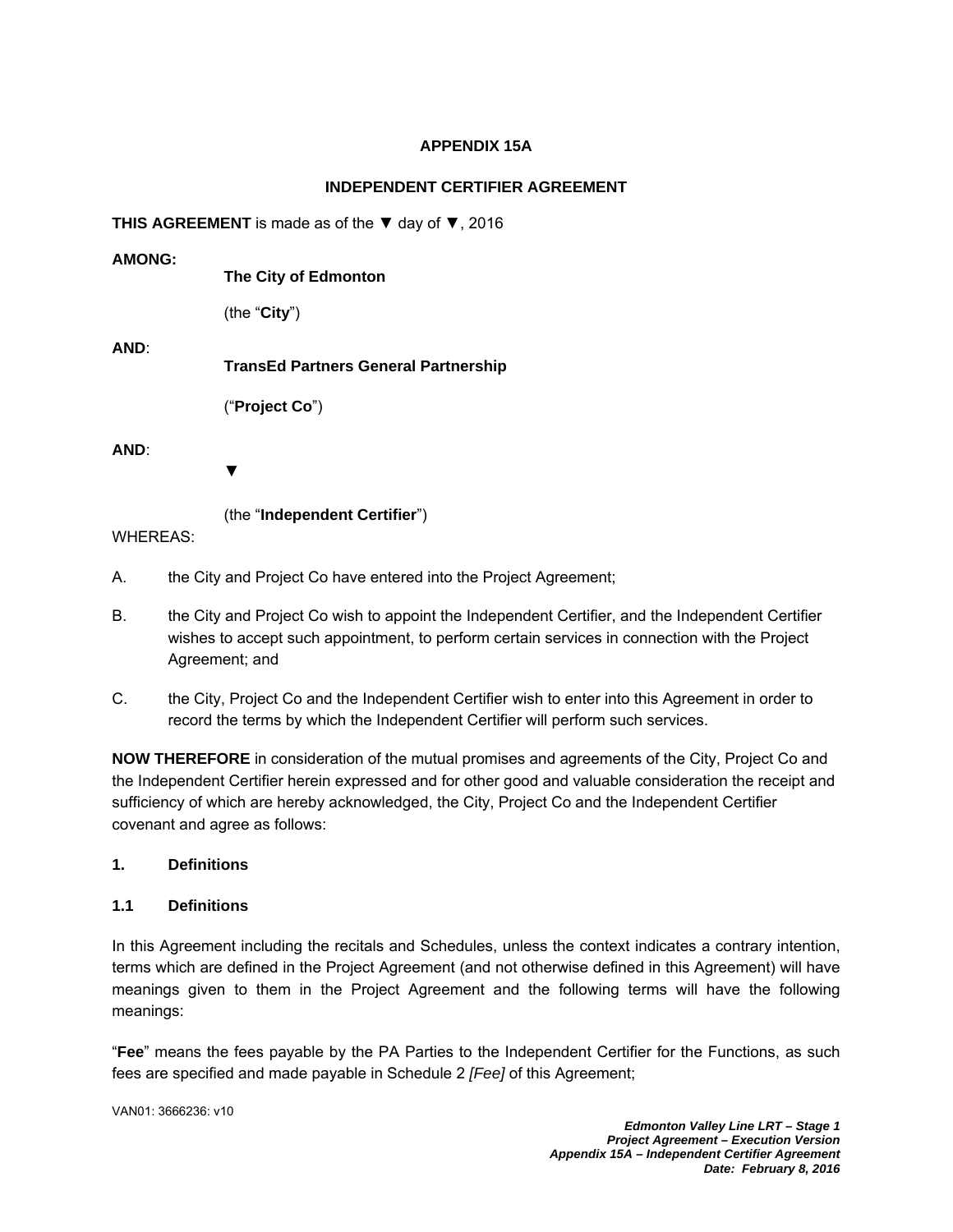**APPENDIX 15A**

**INDEPENDENT CERTIFIER AGREEMENT**

**THIS AGREEMENT** is made as of the ▼ day of ▼, 2016

**AMONG:**

**The City of Edmonton**

(the "**City**")

**AND**:

**TransEd Partners General Partnership**

("**Project Co**")

**AND**:

▼

(the "**Independent Certifier**")

WHEREAS:

A. the City and Project Co have entered into the Project Agreement;

B. the City and Project Co wish to appoint the Independent Certifier, and the Independent Certifier wishes to accept such appointment, to perform certain services in connection with the Project Agreement; and

C. the City, Project Co and the Independent Certifier wish to enter into this Agreement in order to record the terms by which the Independent Certifier will perform such services.

**NOW THEREFORE** in consideration of the mutual promises and agreements of the City, Project Co and the Independent Certifier herein expressed and for other good and valuable consideration the receipt and sufficiency of which are hereby acknowledged, the City, Project Co and the Independent Certifier covenant and agree as follows:

**1. Definitions**

**1.1 Definitions**

In this Agreement including the recitals and Schedules, unless the context indicates a contrary intention, terms which are defined in the Project Agreement (and not otherwise defined in this Agreement) will have meanings given to them in the Project Agreement and the following terms will have the following meanings:

"**Fee**" means the fees payable by the PA Parties to the Independent Certifier for the Functions, as such fees are specified and made payable in Schedule 2 *[Fee]* of this Agreement;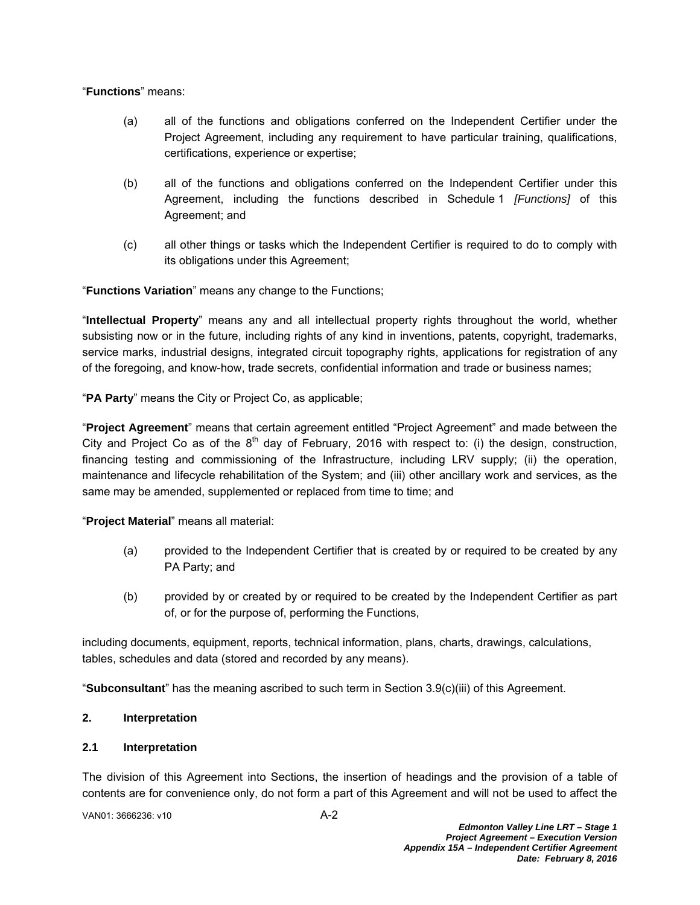"**Functions**" means:

(a) all of the functions and obligations conferred on the Independent Certifier under the Project Agreement, including any requirement to have particular training, qualifications, certifications, experience or expertise;

(b) all of the functions and obligations conferred on the Independent Certifier under this Agreement, including the functions described in Schedule 1 *[Functions]* of this Agreement; and

(c) all other things or tasks which the Independent Certifier is required to do to comply with its obligations under this Agreement;

"**Functions Variation**" means any change to the Functions;

"**Intellectual Property**" means any and all intellectual property rights throughout the world, whether subsisting now or in the future, including rights of any kind in inventions, patents, copyright, trademarks, service marks, industrial designs, integrated circuit topography rights, applications for registration of any of the foregoing, and know-how, trade secrets, confidential information and trade or business names;

"**PA Party**" means the City or Project Co, as applicable;

"**Project Agreement**" means that certain agreement entitled "Project Agreement" and made between the City and Project Co as of the 8th day of February, 2016 with respect to: (i) the design, construction, financing testing and commissioning of the Infrastructure, including LRV supply; (ii) the operation, maintenance and lifecycle rehabilitation of the System; and (iii) other ancillary work and services, as the same may be amended, supplemented or replaced from time to time; and

"**Project Material**" means all material:

(a) provided to the Independent Certifier that is created by or required to be created by any PA Party; and

(b) provided by or created by or required to be created by the Independent Certifier as part of, or for the purpose of, performing the Functions,

including documents, equipment, reports, technical information, plans, charts, drawings, calculations, tables, schedules and data (stored and recorded by any means).

"**Subconsultant**" has the meaning ascribed to such term in Section 3.9(c)(iii) of this Agreement.

## 2. Interpretation

### 2.1 Interpretation

The division of this Agreement into Sections, the insertion of headings and the provision of a table of contents are for convenience only, do not form a part of this Agreement and will not be used to affect the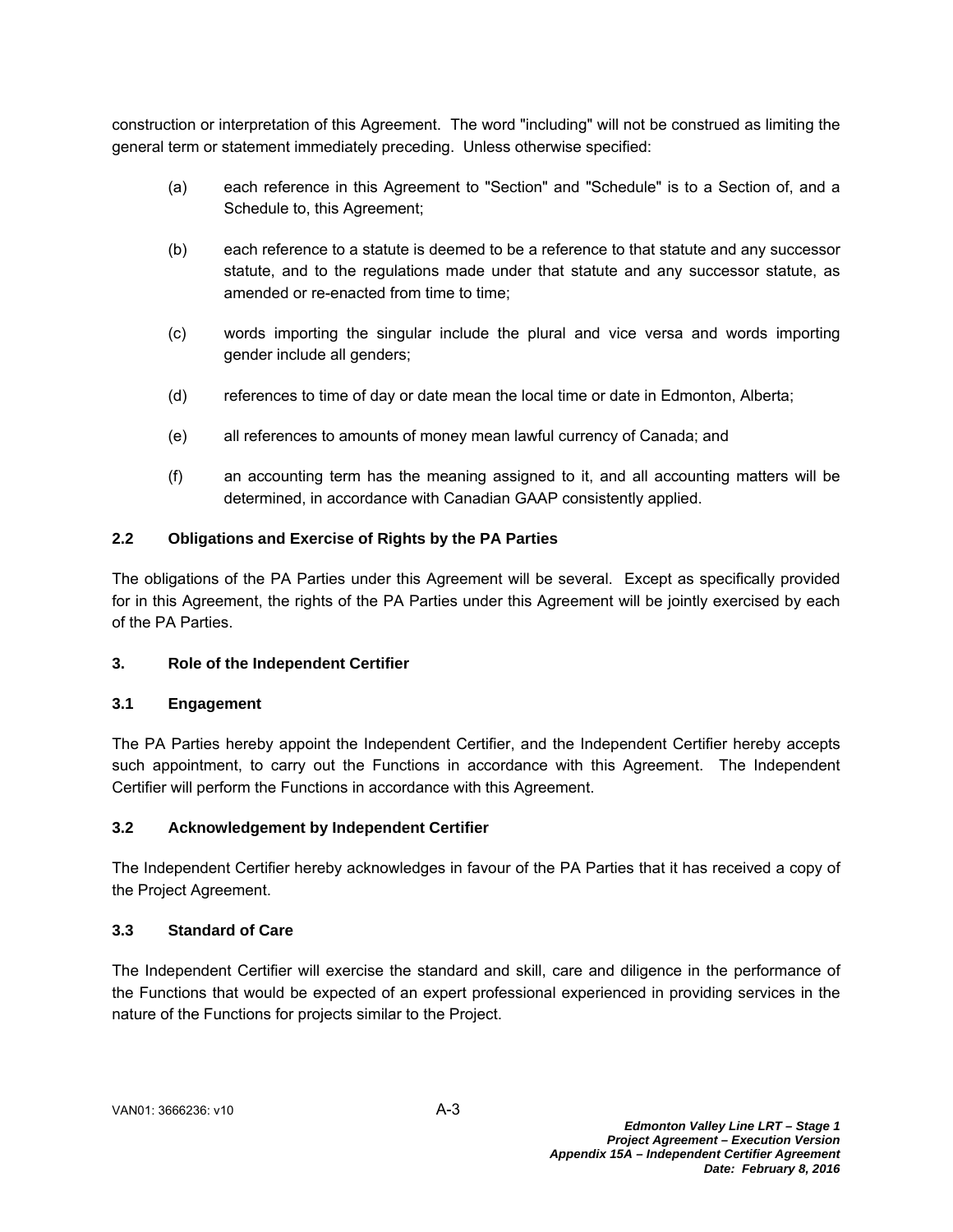construction or interpretation of this Agreement. The word "including" will not be construed as limiting the general term or statement immediately preceding. Unless otherwise specified:

(a) each reference in this Agreement to "Section" and "Schedule" is to a Section of, and a Schedule to, this Agreement;

(b) each reference to a statute is deemed to be a reference to that statute and any successor statute, and to the regulations made under that statute and any successor statute, as amended or re-enacted from time to time;

(c) words importing the singular include the plural and vice versa and words importing gender include all genders;

(d) references to time of day or date mean the local time or date in Edmonton, Alberta;

(e) all references to amounts of money mean lawful currency of Canada; and

(f) an accounting term has the meaning assigned to it, and all accounting matters will be determined, in accordance with Canadian GAAP consistently applied.

### 2.2 Obligations and Exercise of Rights by the PA Parties

The obligations of the PA Parties under this Agreement will be several. Except as specifically provided for in this Agreement, the rights of the PA Parties under this Agreement will be jointly exercised by each of the PA Parties.

## 3. Role of the Independent Certifier

### 3.1 Engagement

The PA Parties hereby appoint the Independent Certifier, and the Independent Certifier hereby accepts such appointment, to carry out the Functions in accordance with this Agreement. The Independent Certifier will perform the Functions in accordance with this Agreement.

### 3.2 Acknowledgement by Independent Certifier

The Independent Certifier hereby acknowledges in favour of the PA Parties that it has received a copy of the Project Agreement.

### 3.3 Standard of Care

The Independent Certifier will exercise the standard and skill, care and diligence in the performance of the Functions that would be expected of an expert professional experienced in providing services in the nature of the Functions for projects similar to the Project.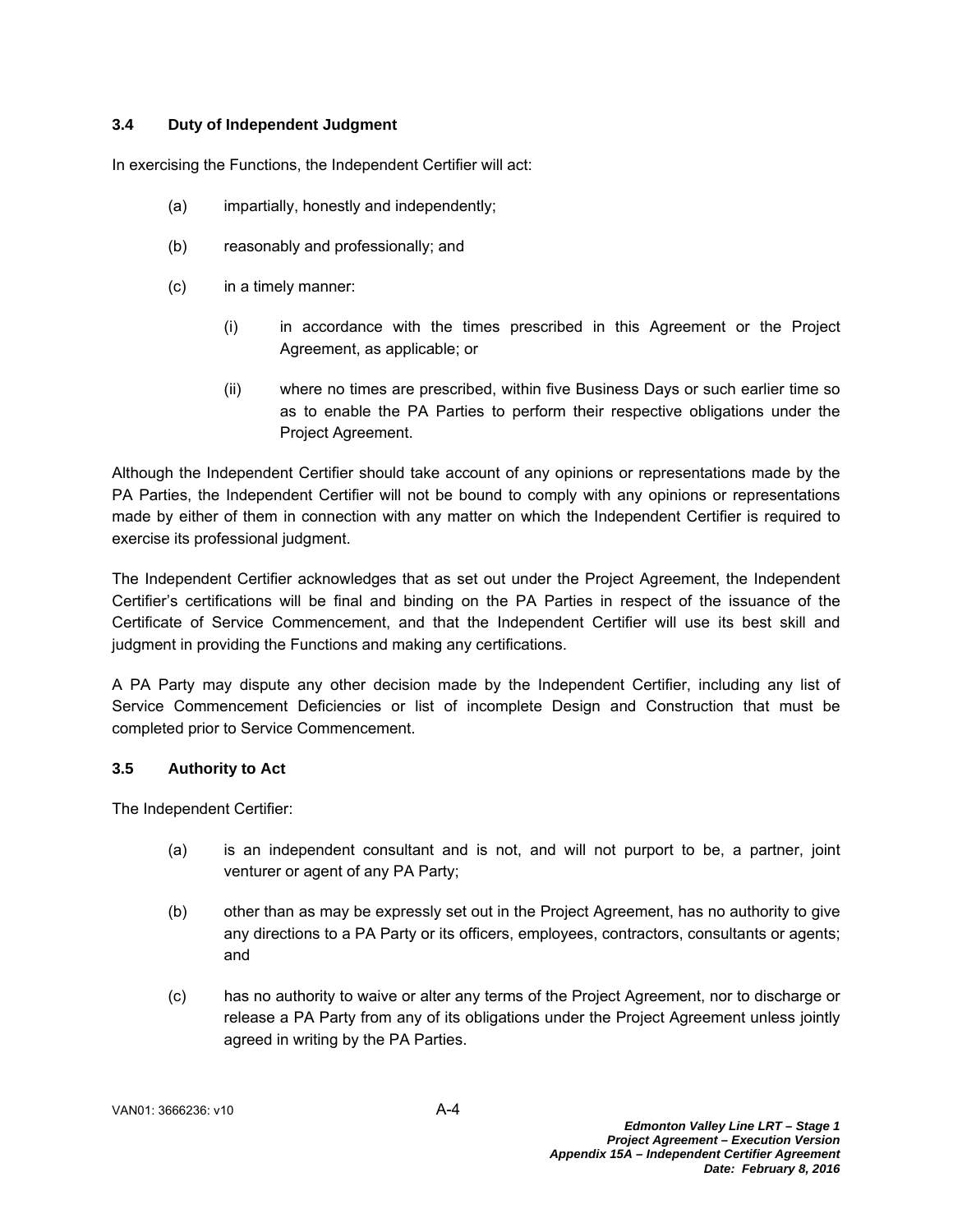### 3.4 Duty of Independent Judgment

In exercising the Functions, the Independent Certifier will act:

(a) impartially, honestly and independently;

(b) reasonably and professionally; and

(c) in a timely manner:

  (i) in accordance with the times prescribed in this Agreement or the Project Agreement, as applicable; or

  (ii) where no times are prescribed, within five Business Days or such earlier time so as to enable the PA Parties to perform their respective obligations under the Project Agreement.

Although the Independent Certifier should take account of any opinions or representations made by the PA Parties, the Independent Certifier will not be bound to comply with any opinions or representations made by either of them in connection with any matter on which the Independent Certifier is required to exercise its professional judgment.

The Independent Certifier acknowledges that as set out under the Project Agreement, the Independent Certifier's certifications will be final and binding on the PA Parties in respect of the issuance of the Certificate of Service Commencement, and that the Independent Certifier will use its best skill and judgment in providing the Functions and making any certifications.

A PA Party may dispute any other decision made by the Independent Certifier, including any list of Service Commencement Deficiencies or list of incomplete Design and Construction that must be completed prior to Service Commencement.

### 3.5 Authority to Act

The Independent Certifier:

(a) is an independent consultant and is not, and will not purport to be, a partner, joint venturer or agent of any PA Party;

(b) other than as may be expressly set out in the Project Agreement, has no authority to give any directions to a PA Party or its officers, employees, contractors, consultants or agents; and

(c) has no authority to waive or alter any terms of the Project Agreement, nor to discharge or release a PA Party from any of its obligations under the Project Agreement unless jointly agreed in writing by the PA Parties.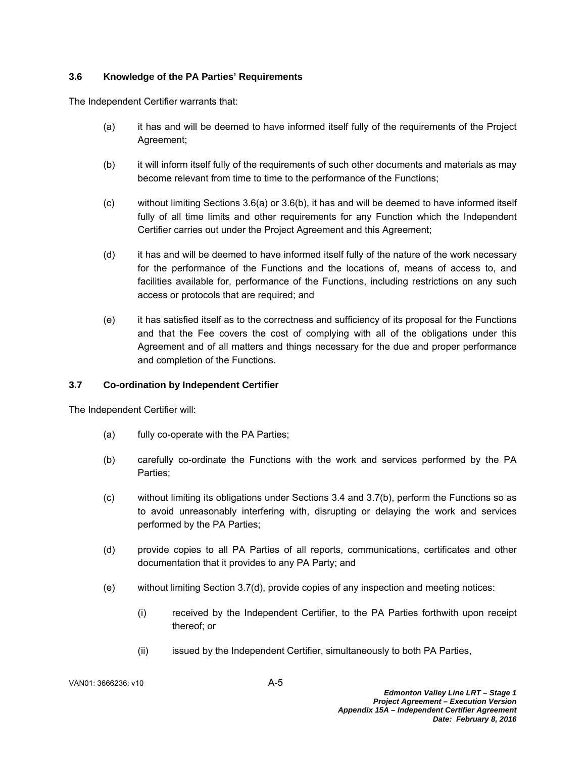### 3.6 Knowledge of the PA Parties' Requirements

The Independent Certifier warrants that:

(a) it has and will be deemed to have informed itself fully of the requirements of the Project Agreement;

(b) it will inform itself fully of the requirements of such other documents and materials as may become relevant from time to time to the performance of the Functions;

(c) without limiting Sections 3.6(a) or 3.6(b), it has and will be deemed to have informed itself fully of all time limits and other requirements for any Function which the Independent Certifier carries out under the Project Agreement and this Agreement;

(d) it has and will be deemed to have informed itself fully of the nature of the work necessary for the performance of the Functions and the locations of, means of access to, and facilities available for, performance of the Functions, including restrictions on any such access or protocols that are required; and

(e) it has satisfied itself as to the correctness and sufficiency of its proposal for the Functions and that the Fee covers the cost of complying with all of the obligations under this Agreement and of all matters and things necessary for the due and proper performance and completion of the Functions.

### 3.7 Co-ordination by Independent Certifier

The Independent Certifier will:

(a) fully co-operate with the PA Parties;

(b) carefully co-ordinate the Functions with the work and services performed by the PA Parties;

(c) without limiting its obligations under Sections 3.4 and 3.7(b), perform the Functions so as to avoid unreasonably interfering with, disrupting or delaying the work and services performed by the PA Parties;

(d) provide copies to all PA Parties of all reports, communications, certificates and other documentation that it provides to any PA Party; and

(e) without limiting Section 3.7(d), provide copies of any inspection and meeting notices:

   (i) received by the Independent Certifier, to the PA Parties forthwith upon receipt thereof; or

   (ii) issued by the Independent Certifier, simultaneously to both PA Parties,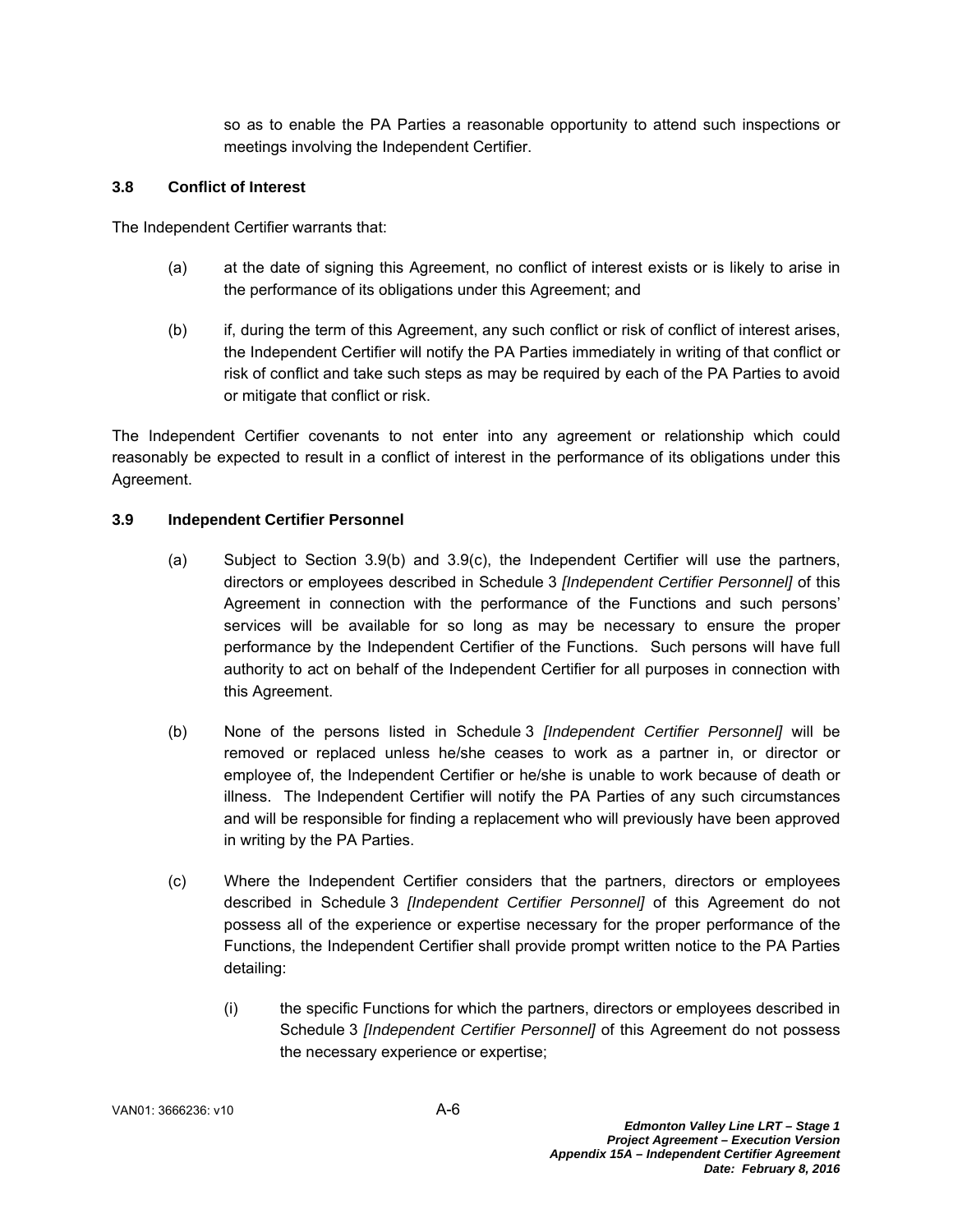so as to enable the PA Parties a reasonable opportunity to attend such inspections or meetings involving the Independent Certifier.

### 3.8 Conflict of Interest

The Independent Certifier warrants that:

(a) at the date of signing this Agreement, no conflict of interest exists or is likely to arise in the performance of its obligations under this Agreement; and

(b) if, during the term of this Agreement, any such conflict or risk of conflict of interest arises, the Independent Certifier will notify the PA Parties immediately in writing of that conflict or risk of conflict and take such steps as may be required by each of the PA Parties to avoid or mitigate that conflict or risk.

The Independent Certifier covenants to not enter into any agreement or relationship which could reasonably be expected to result in a conflict of interest in the performance of its obligations under this Agreement.

### 3.9 Independent Certifier Personnel

(a) Subject to Section 3.9(b) and 3.9(c), the Independent Certifier will use the partners, directors or employees described in Schedule 3 *[Independent Certifier Personnel]* of this Agreement in connection with the performance of the Functions and such persons' services will be available for so long as may be necessary to ensure the proper performance by the Independent Certifier of the Functions. Such persons will have full authority to act on behalf of the Independent Certifier for all purposes in connection with this Agreement.

(b) None of the persons listed in Schedule 3 *[Independent Certifier Personnel]* will be removed or replaced unless he/she ceases to work as a partner in, or director or employee of, the Independent Certifier or he/she is unable to work because of death or illness. The Independent Certifier will notify the PA Parties of any such circumstances and will be responsible for finding a replacement who will previously have been approved in writing by the PA Parties.

(c) Where the Independent Certifier considers that the partners, directors or employees described in Schedule 3 *[Independent Certifier Personnel]* of this Agreement do not possess all of the experience or expertise necessary for the proper performance of the Functions, the Independent Certifier shall provide prompt written notice to the PA Parties detailing:

(i) the specific Functions for which the partners, directors or employees described in Schedule 3 *[Independent Certifier Personnel]* of this Agreement do not possess the necessary experience or expertise;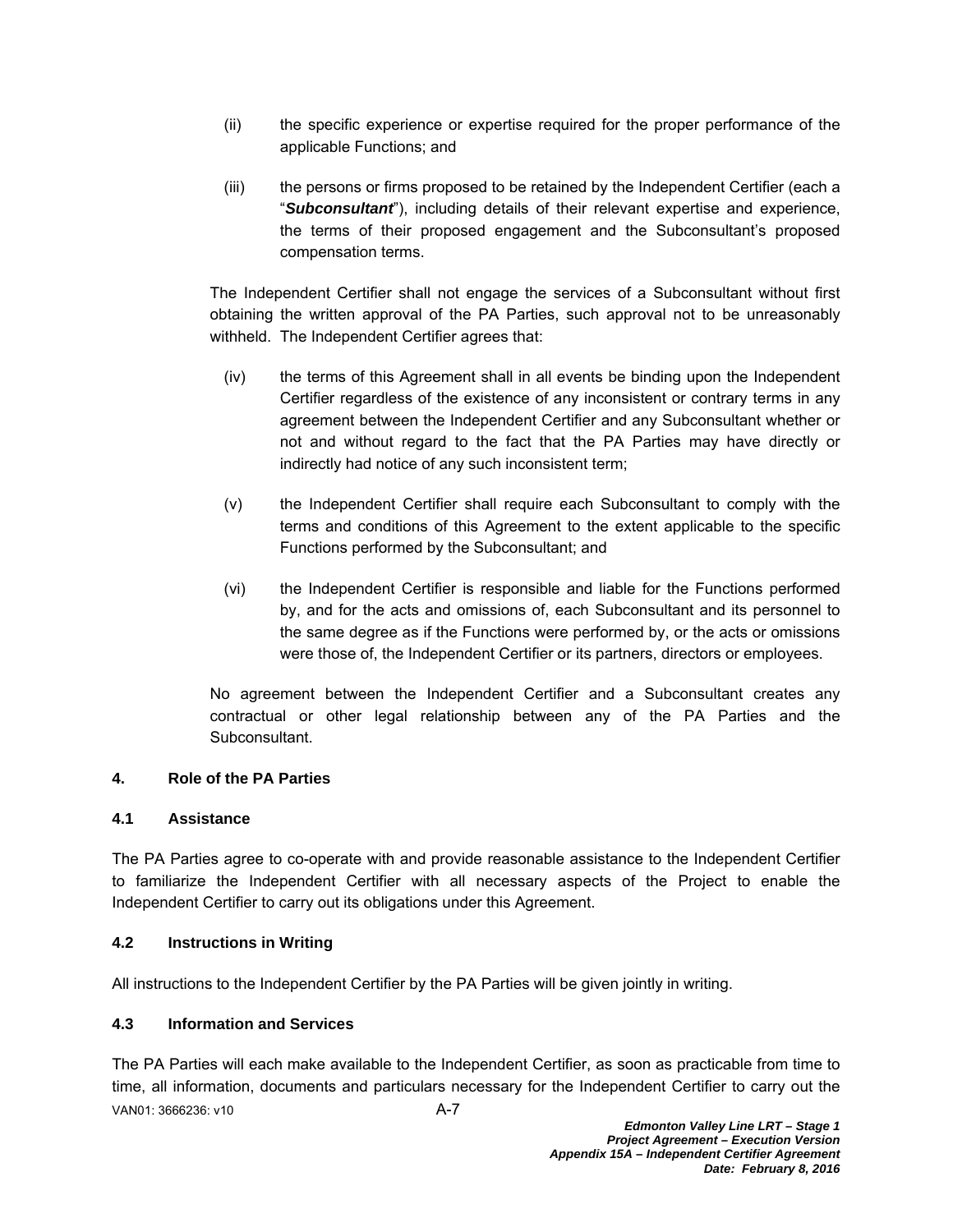(ii) the specific experience or expertise required for the proper performance of the applicable Functions; and

(iii) the persons or firms proposed to be retained by the Independent Certifier (each a "***Subconsultant***"), including details of their relevant expertise and experience, the terms of their proposed engagement and the Subconsultant's proposed compensation terms.

The Independent Certifier shall not engage the services of a Subconsultant without first obtaining the written approval of the PA Parties, such approval not to be unreasonably withheld. The Independent Certifier agrees that:

(iv) the terms of this Agreement shall in all events be binding upon the Independent Certifier regardless of the existence of any inconsistent or contrary terms in any agreement between the Independent Certifier and any Subconsultant whether or not and without regard to the fact that the PA Parties may have directly or indirectly had notice of any such inconsistent term;

(v) the Independent Certifier shall require each Subconsultant to comply with the terms and conditions of this Agreement to the extent applicable to the specific Functions performed by the Subconsultant; and

(vi) the Independent Certifier is responsible and liable for the Functions performed by, and for the acts and omissions of, each Subconsultant and its personnel to the same degree as if the Functions were performed by, or the acts or omissions were those of, the Independent Certifier or its partners, directors or employees.

No agreement between the Independent Certifier and a Subconsultant creates any contractual or other legal relationship between any of the PA Parties and the Subconsultant.

## 4. Role of the PA Parties

### 4.1 Assistance

The PA Parties agree to co-operate with and provide reasonable assistance to the Independent Certifier to familiarize the Independent Certifier with all necessary aspects of the Project to enable the Independent Certifier to carry out its obligations under this Agreement.

### 4.2 Instructions in Writing

All instructions to the Independent Certifier by the PA Parties will be given jointly in writing.

### 4.3 Information and Services

The PA Parties will each make available to the Independent Certifier, as soon as practicable from time to time, all information, documents and particulars necessary for the Independent Certifier to carry out the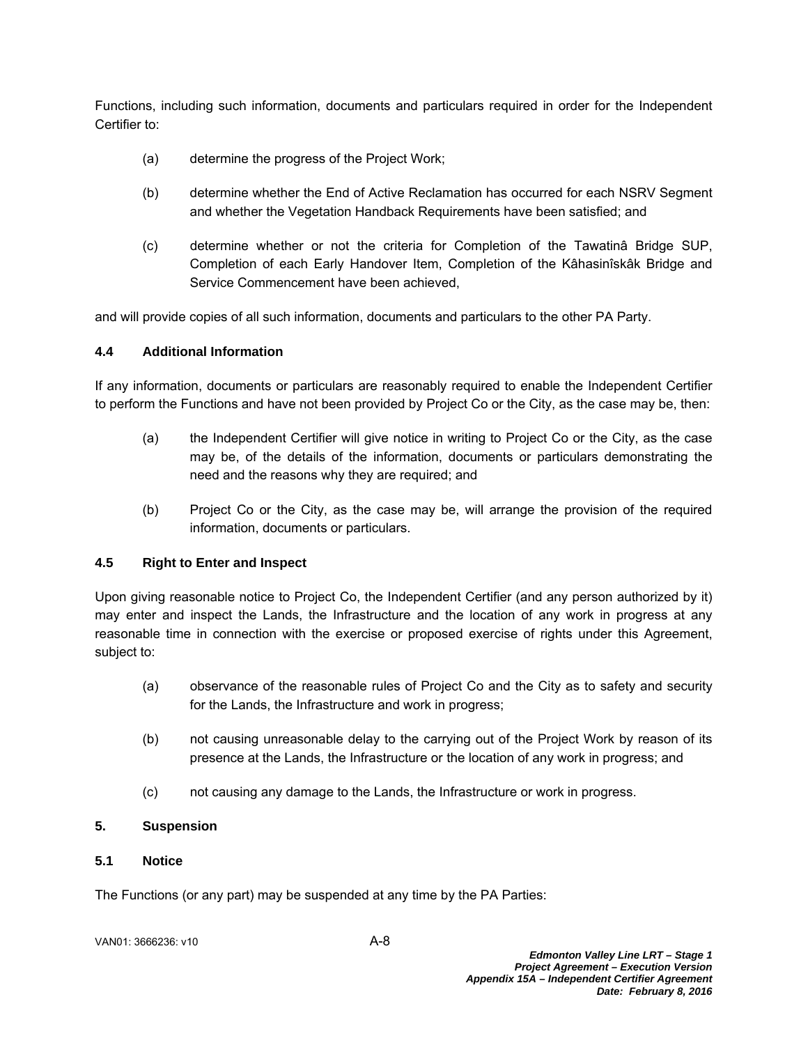Functions, including such information, documents and particulars required in order for the Independent Certifier to:

(a) determine the progress of the Project Work;

(b) determine whether the End of Active Reclamation has occurred for each NSRV Segment and whether the Vegetation Handback Requirements have been satisfied; and

(c) determine whether or not the criteria for Completion of the Tawatinâ Bridge SUP, Completion of each Early Handover Item, Completion of the Kâhasinîskâk Bridge and Service Commencement have been achieved,

and will provide copies of all such information, documents and particulars to the other PA Party.

### 4.4 Additional Information

If any information, documents or particulars are reasonably required to enable the Independent Certifier to perform the Functions and have not been provided by Project Co or the City, as the case may be, then:

(a) the Independent Certifier will give notice in writing to Project Co or the City, as the case may be, of the details of the information, documents or particulars demonstrating the need and the reasons why they are required; and

(b) Project Co or the City, as the case may be, will arrange the provision of the required information, documents or particulars.

### 4.5 Right to Enter and Inspect

Upon giving reasonable notice to Project Co, the Independent Certifier (and any person authorized by it) may enter and inspect the Lands, the Infrastructure and the location of any work in progress at any reasonable time in connection with the exercise or proposed exercise of rights under this Agreement, subject to:

(a) observance of the reasonable rules of Project Co and the City as to safety and security for the Lands, the Infrastructure and work in progress;

(b) not causing unreasonable delay to the carrying out of the Project Work by reason of its presence at the Lands, the Infrastructure or the location of any work in progress; and

(c) not causing any damage to the Lands, the Infrastructure or work in progress.

## 5. Suspension

### 5.1 Notice

The Functions (or any part) may be suspended at any time by the PA Parties: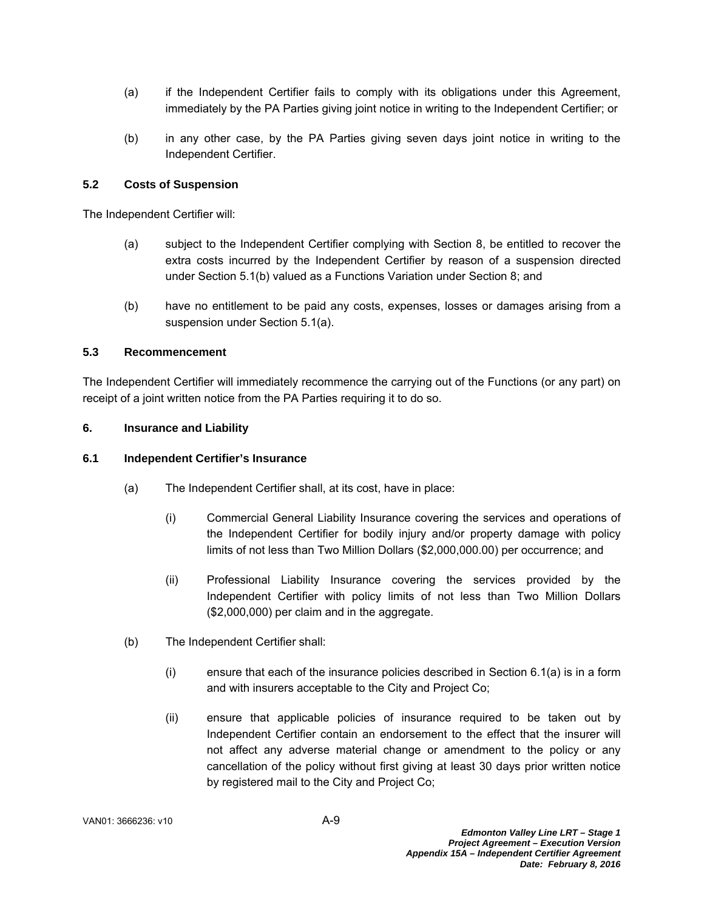(a) if the Independent Certifier fails to comply with its obligations under this Agreement, immediately by the PA Parties giving joint notice in writing to the Independent Certifier; or

(b) in any other case, by the PA Parties giving seven days joint notice in writing to the Independent Certifier.

### 5.2 Costs of Suspension

The Independent Certifier will:

(a) subject to the Independent Certifier complying with Section 8, be entitled to recover the extra costs incurred by the Independent Certifier by reason of a suspension directed under Section 5.1(b) valued as a Functions Variation under Section 8; and

(b) have no entitlement to be paid any costs, expenses, losses or damages arising from a suspension under Section 5.1(a).

### 5.3 Recommencement

The Independent Certifier will immediately recommence the carrying out of the Functions (or any part) on receipt of a joint written notice from the PA Parties requiring it to do so.

## 6. Insurance and Liability

### 6.1 Independent Certifier's Insurance

(a) The Independent Certifier shall, at its cost, have in place:

  (i) Commercial General Liability Insurance covering the services and operations of the Independent Certifier for bodily injury and/or property damage with policy limits of not less than Two Million Dollars ($2,000,000.00) per occurrence; and

  (ii) Professional Liability Insurance covering the services provided by the Independent Certifier with policy limits of not less than Two Million Dollars ($2,000,000) per claim and in the aggregate.

(b) The Independent Certifier shall:

  (i) ensure that each of the insurance policies described in Section 6.1(a) is in a form and with insurers acceptable to the City and Project Co;

  (ii) ensure that applicable policies of insurance required to be taken out by Independent Certifier contain an endorsement to the effect that the insurer will not affect any adverse material change or amendment to the policy or any cancellation of the policy without first giving at least 30 days prior written notice by registered mail to the City and Project Co;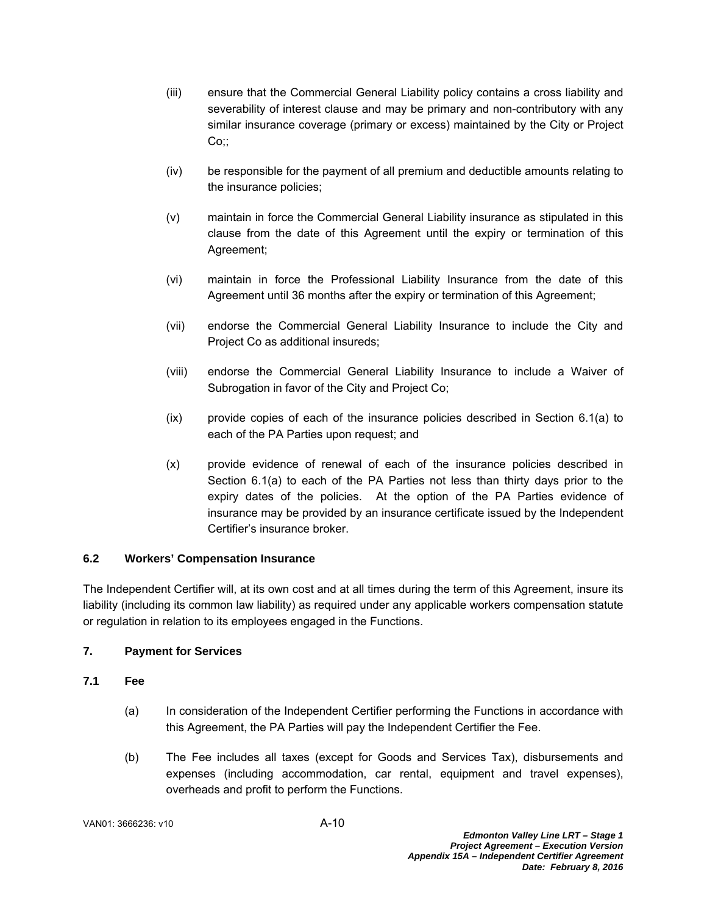(iii) ensure that the Commercial General Liability policy contains a cross liability and severability of interest clause and may be primary and non-contributory with any similar insurance coverage (primary or excess) maintained by the City or Project Co;;

(iv) be responsible for the payment of all premium and deductible amounts relating to the insurance policies;

(v) maintain in force the Commercial General Liability insurance as stipulated in this clause from the date of this Agreement until the expiry or termination of this Agreement;

(vi) maintain in force the Professional Liability Insurance from the date of this Agreement until 36 months after the expiry or termination of this Agreement;

(vii) endorse the Commercial General Liability Insurance to include the City and Project Co as additional insureds;

(viii) endorse the Commercial General Liability Insurance to include a Waiver of Subrogation in favor of the City and Project Co;

(ix) provide copies of each of the insurance policies described in Section 6.1(a) to each of the PA Parties upon request; and

(x) provide evidence of renewal of each of the insurance policies described in Section 6.1(a) to each of the PA Parties not less than thirty days prior to the expiry dates of the policies. At the option of the PA Parties evidence of insurance may be provided by an insurance certificate issued by the Independent Certifier's insurance broker.

### 6.2 Workers' Compensation Insurance

The Independent Certifier will, at its own cost and at all times during the term of this Agreement, insure its liability (including its common law liability) as required under any applicable workers compensation statute or regulation in relation to its employees engaged in the Functions.

## 7. Payment for Services

### 7.1 Fee

(a) In consideration of the Independent Certifier performing the Functions in accordance with this Agreement, the PA Parties will pay the Independent Certifier the Fee.

(b) The Fee includes all taxes (except for Goods and Services Tax), disbursements and expenses (including accommodation, car rental, equipment and travel expenses), overheads and profit to perform the Functions.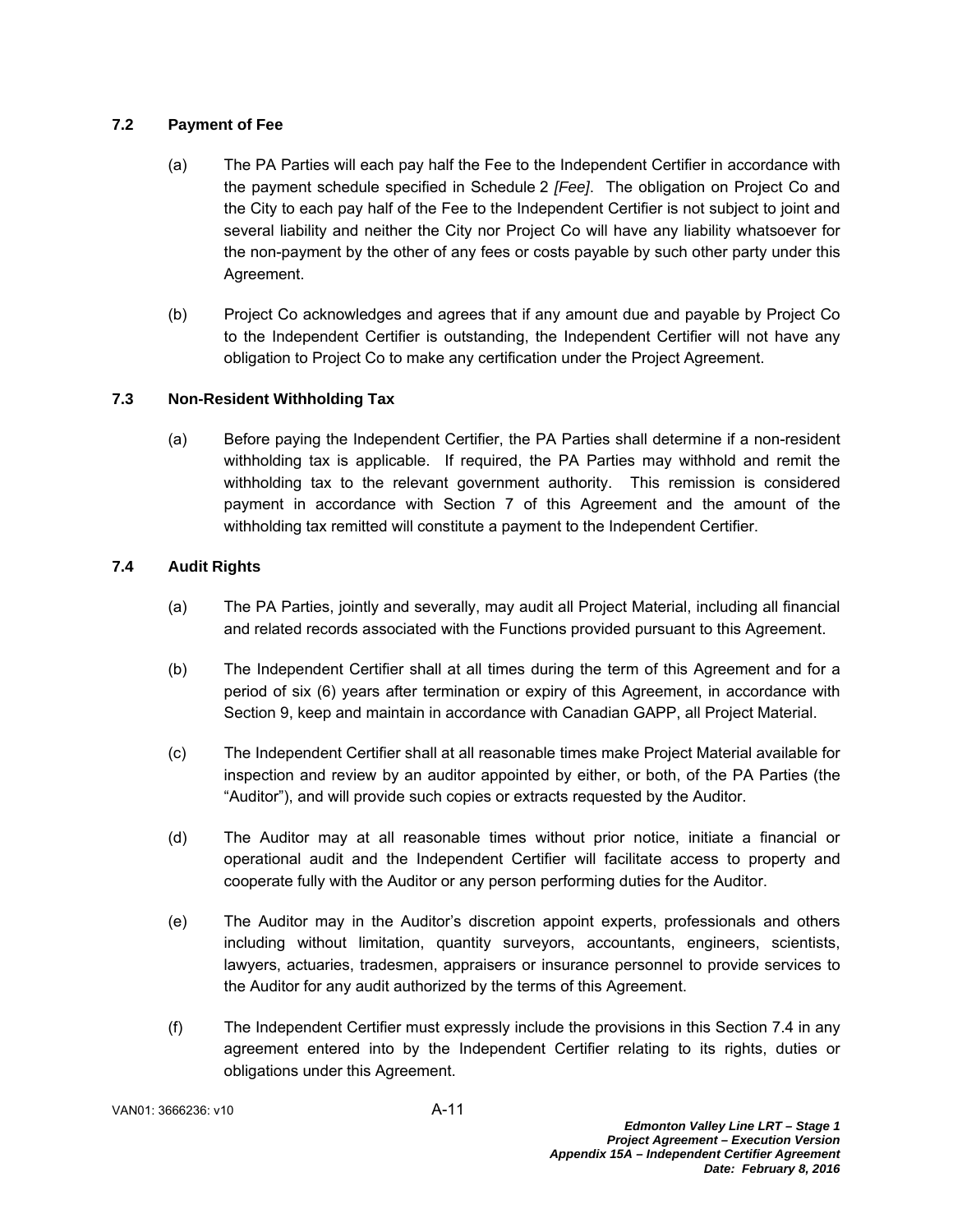### 7.2 Payment of Fee

(a) The PA Parties will each pay half the Fee to the Independent Certifier in accordance with the payment schedule specified in Schedule 2 *[Fee]*. The obligation on Project Co and the City to each pay half of the Fee to the Independent Certifier is not subject to joint and several liability and neither the City nor Project Co will have any liability whatsoever for the non-payment by the other of any fees or costs payable by such other party under this Agreement.

(b) Project Co acknowledges and agrees that if any amount due and payable by Project Co to the Independent Certifier is outstanding, the Independent Certifier will not have any obligation to Project Co to make any certification under the Project Agreement.

### 7.3 Non-Resident Withholding Tax

(a) Before paying the Independent Certifier, the PA Parties shall determine if a non-resident withholding tax is applicable. If required, the PA Parties may withhold and remit the withholding tax to the relevant government authority. This remission is considered payment in accordance with Section 7 of this Agreement and the amount of the withholding tax remitted will constitute a payment to the Independent Certifier.

### 7.4 Audit Rights

(a) The PA Parties, jointly and severally, may audit all Project Material, including all financial and related records associated with the Functions provided pursuant to this Agreement.

(b) The Independent Certifier shall at all times during the term of this Agreement and for a period of six (6) years after termination or expiry of this Agreement, in accordance with Section 9, keep and maintain in accordance with Canadian GAPP, all Project Material.

(c) The Independent Certifier shall at all reasonable times make Project Material available for inspection and review by an auditor appointed by either, or both, of the PA Parties (the "Auditor"), and will provide such copies or extracts requested by the Auditor.

(d) The Auditor may at all reasonable times without prior notice, initiate a financial or operational audit and the Independent Certifier will facilitate access to property and cooperate fully with the Auditor or any person performing duties for the Auditor.

(e) The Auditor may in the Auditor's discretion appoint experts, professionals and others including without limitation, quantity surveyors, accountants, engineers, scientists, lawyers, actuaries, tradesmen, appraisers or insurance personnel to provide services to the Auditor for any audit authorized by the terms of this Agreement.

(f) The Independent Certifier must expressly include the provisions in this Section 7.4 in any agreement entered into by the Independent Certifier relating to its rights, duties or obligations under this Agreement.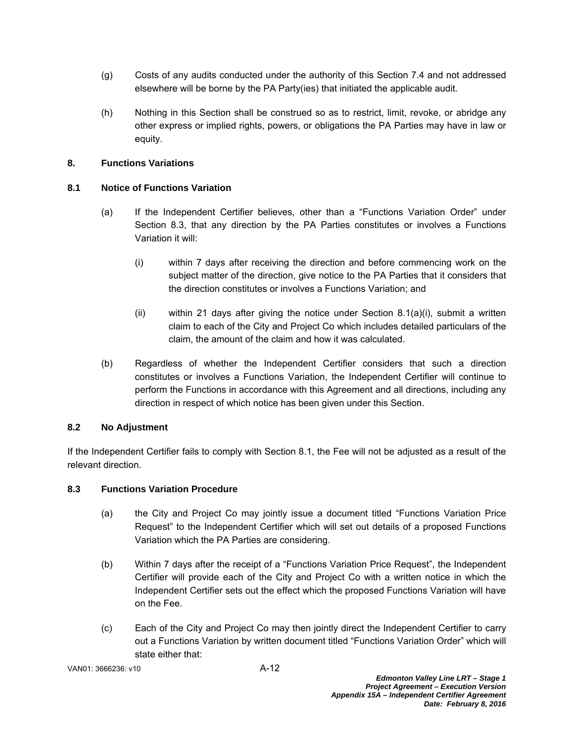(g) Costs of any audits conducted under the authority of this Section 7.4 and not addressed elsewhere will be borne by the PA Party(ies) that initiated the applicable audit.

(h) Nothing in this Section shall be construed so as to restrict, limit, revoke, or abridge any other express or implied rights, powers, or obligations the PA Parties may have in law or equity.

## 8. Functions Variations

### 8.1 Notice of Functions Variation

(a) If the Independent Certifier believes, other than a "Functions Variation Order" under Section 8.3, that any direction by the PA Parties constitutes or involves a Functions Variation it will:

   (i) within 7 days after receiving the direction and before commencing work on the subject matter of the direction, give notice to the PA Parties that it considers that the direction constitutes or involves a Functions Variation; and

   (ii) within 21 days after giving the notice under Section 8.1(a)(i), submit a written claim to each of the City and Project Co which includes detailed particulars of the claim, the amount of the claim and how it was calculated.

(b) Regardless of whether the Independent Certifier considers that such a direction constitutes or involves a Functions Variation, the Independent Certifier will continue to perform the Functions in accordance with this Agreement and all directions, including any direction in respect of which notice has been given under this Section.

### 8.2 No Adjustment

If the Independent Certifier fails to comply with Section 8.1, the Fee will not be adjusted as a result of the relevant direction.

### 8.3 Functions Variation Procedure

(a) the City and Project Co may jointly issue a document titled "Functions Variation Price Request" to the Independent Certifier which will set out details of a proposed Functions Variation which the PA Parties are considering.

(b) Within 7 days after the receipt of a "Functions Variation Price Request", the Independent Certifier will provide each of the City and Project Co with a written notice in which the Independent Certifier sets out the effect which the proposed Functions Variation will have on the Fee.

(c) Each of the City and Project Co may then jointly direct the Independent Certifier to carry out a Functions Variation by written document titled "Functions Variation Order" which will state either that: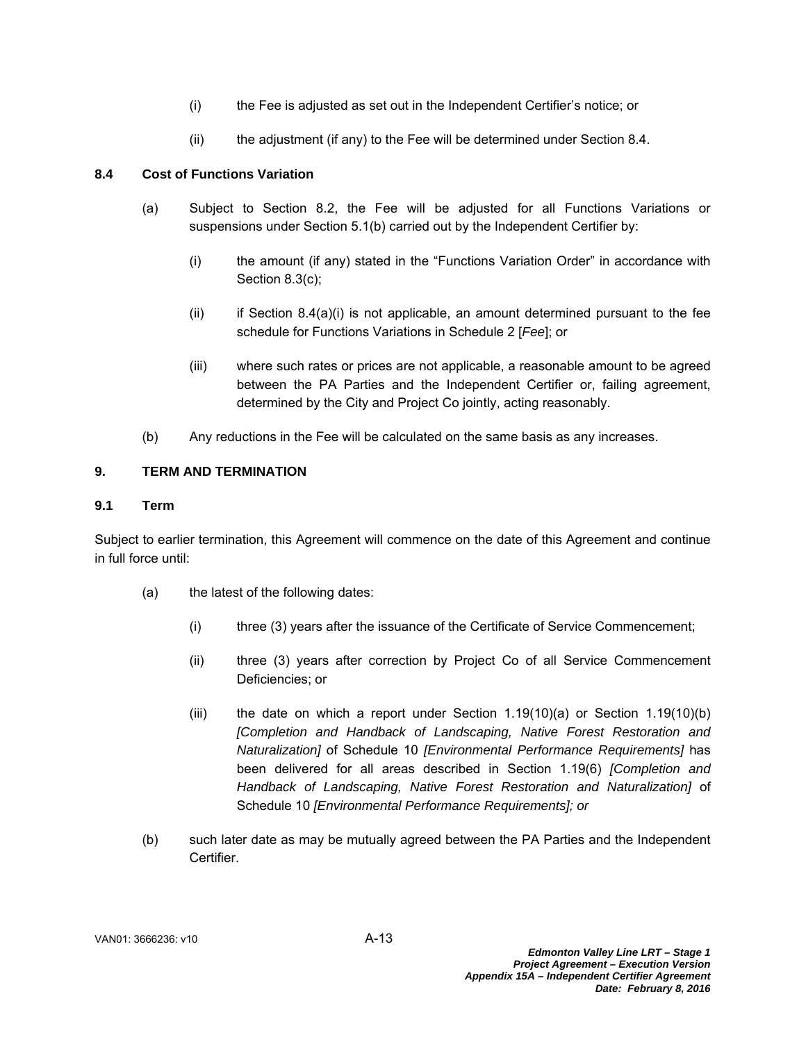(i) the Fee is adjusted as set out in the Independent Certifier's notice; or

(ii) the adjustment (if any) to the Fee will be determined under Section 8.4.

### 8.4 Cost of Functions Variation

(a) Subject to Section 8.2, the Fee will be adjusted for all Functions Variations or suspensions under Section 5.1(b) carried out by the Independent Certifier by:

(i) the amount (if any) stated in the "Functions Variation Order" in accordance with Section 8.3(c);

(ii) if Section 8.4(a)(i) is not applicable, an amount determined pursuant to the fee schedule for Functions Variations in Schedule 2 [*Fee*]; or

(iii) where such rates or prices are not applicable, a reasonable amount to be agreed between the PA Parties and the Independent Certifier or, failing agreement, determined by the City and Project Co jointly, acting reasonably.

(b) Any reductions in the Fee will be calculated on the same basis as any increases.

## 9. TERM AND TERMINATION

### 9.1 Term

Subject to earlier termination, this Agreement will commence on the date of this Agreement and continue in full force until:

(a) the latest of the following dates:

(i) three (3) years after the issuance of the Certificate of Service Commencement;

(ii) three (3) years after correction by Project Co of all Service Commencement Deficiencies; or

(iii) the date on which a report under Section 1.19(10)(a) or Section 1.19(10)(b) *[Completion and Handback of Landscaping, Native Forest Restoration and Naturalization]* of Schedule 10 *[Environmental Performance Requirements]* has been delivered for all areas described in Section 1.19(6) *[Completion and Handback of Landscaping, Native Forest Restoration and Naturalization]* of Schedule 10 *[Environmental Performance Requirements]; or*

(b) such later date as may be mutually agreed between the PA Parties and the Independent Certifier.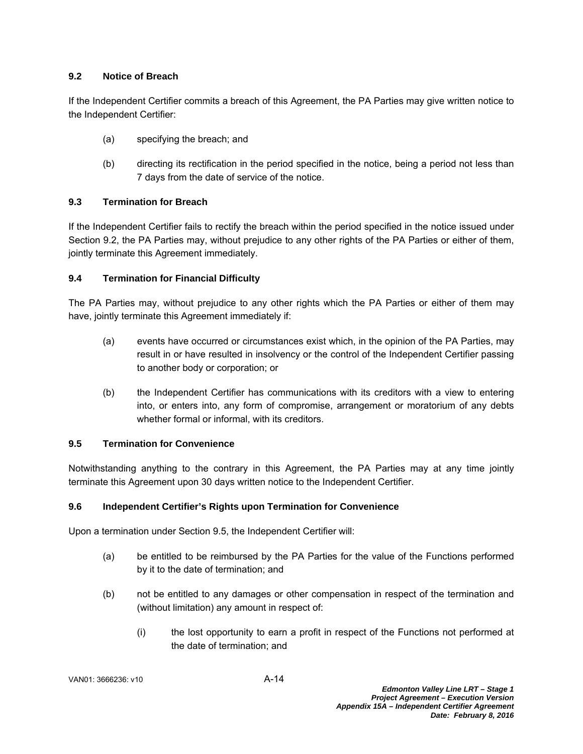### 9.2 Notice of Breach

If the Independent Certifier commits a breach of this Agreement, the PA Parties may give written notice to the Independent Certifier:

(a) specifying the breach; and

(b) directing its rectification in the period specified in the notice, being a period not less than 7 days from the date of service of the notice.

### 9.3 Termination for Breach

If the Independent Certifier fails to rectify the breach within the period specified in the notice issued under Section 9.2, the PA Parties may, without prejudice to any other rights of the PA Parties or either of them, jointly terminate this Agreement immediately.

### 9.4 Termination for Financial Difficulty

The PA Parties may, without prejudice to any other rights which the PA Parties or either of them may have, jointly terminate this Agreement immediately if:

(a) events have occurred or circumstances exist which, in the opinion of the PA Parties, may result in or have resulted in insolvency or the control of the Independent Certifier passing to another body or corporation; or

(b) the Independent Certifier has communications with its creditors with a view to entering into, or enters into, any form of compromise, arrangement or moratorium of any debts whether formal or informal, with its creditors.

### 9.5 Termination for Convenience

Notwithstanding anything to the contrary in this Agreement, the PA Parties may at any time jointly terminate this Agreement upon 30 days written notice to the Independent Certifier.

### 9.6 Independent Certifier's Rights upon Termination for Convenience

Upon a termination under Section 9.5, the Independent Certifier will:

(a) be entitled to be reimbursed by the PA Parties for the value of the Functions performed by it to the date of termination; and

(b) not be entitled to any damages or other compensation in respect of the termination and (without limitation) any amount in respect of:

(i) the lost opportunity to earn a profit in respect of the Functions not performed at the date of termination; and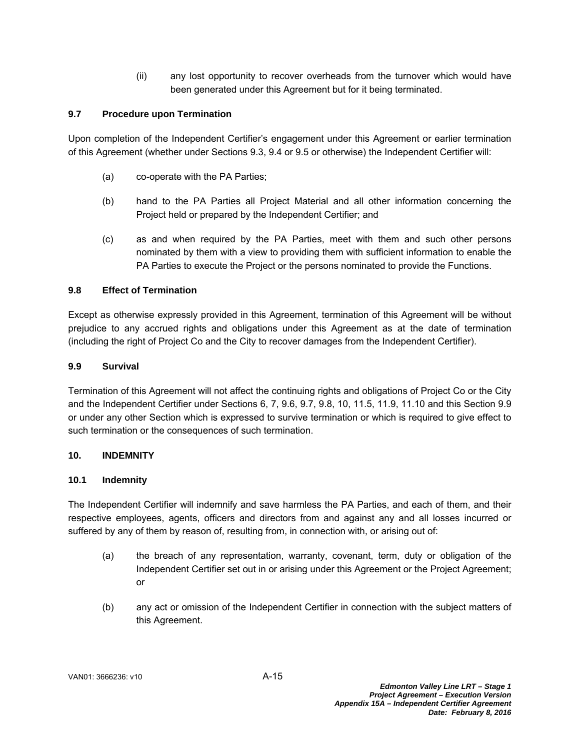(ii) any lost opportunity to recover overheads from the turnover which would have been generated under this Agreement but for it being terminated.

### 9.7 Procedure upon Termination

Upon completion of the Independent Certifier's engagement under this Agreement or earlier termination of this Agreement (whether under Sections 9.3, 9.4 or 9.5 or otherwise) the Independent Certifier will:

(a) co-operate with the PA Parties;

(b) hand to the PA Parties all Project Material and all other information concerning the Project held or prepared by the Independent Certifier; and

(c) as and when required by the PA Parties, meet with them and such other persons nominated by them with a view to providing them with sufficient information to enable the PA Parties to execute the Project or the persons nominated to provide the Functions.

### 9.8 Effect of Termination

Except as otherwise expressly provided in this Agreement, termination of this Agreement will be without prejudice to any accrued rights and obligations under this Agreement as at the date of termination (including the right of Project Co and the City to recover damages from the Independent Certifier).

### 9.9 Survival

Termination of this Agreement will not affect the continuing rights and obligations of Project Co or the City and the Independent Certifier under Sections 6, 7, 9.6, 9.7, 9.8, 10, 11.5, 11.9, 11.10 and this Section 9.9 or under any other Section which is expressed to survive termination or which is required to give effect to such termination or the consequences of such termination.

## 10. INDEMNITY

### 10.1 Indemnity

The Independent Certifier will indemnify and save harmless the PA Parties, and each of them, and their respective employees, agents, officers and directors from and against any and all losses incurred or suffered by any of them by reason of, resulting from, in connection with, or arising out of:

(a) the breach of any representation, warranty, covenant, term, duty or obligation of the Independent Certifier set out in or arising under this Agreement or the Project Agreement; or

(b) any act or omission of the Independent Certifier in connection with the subject matters of this Agreement.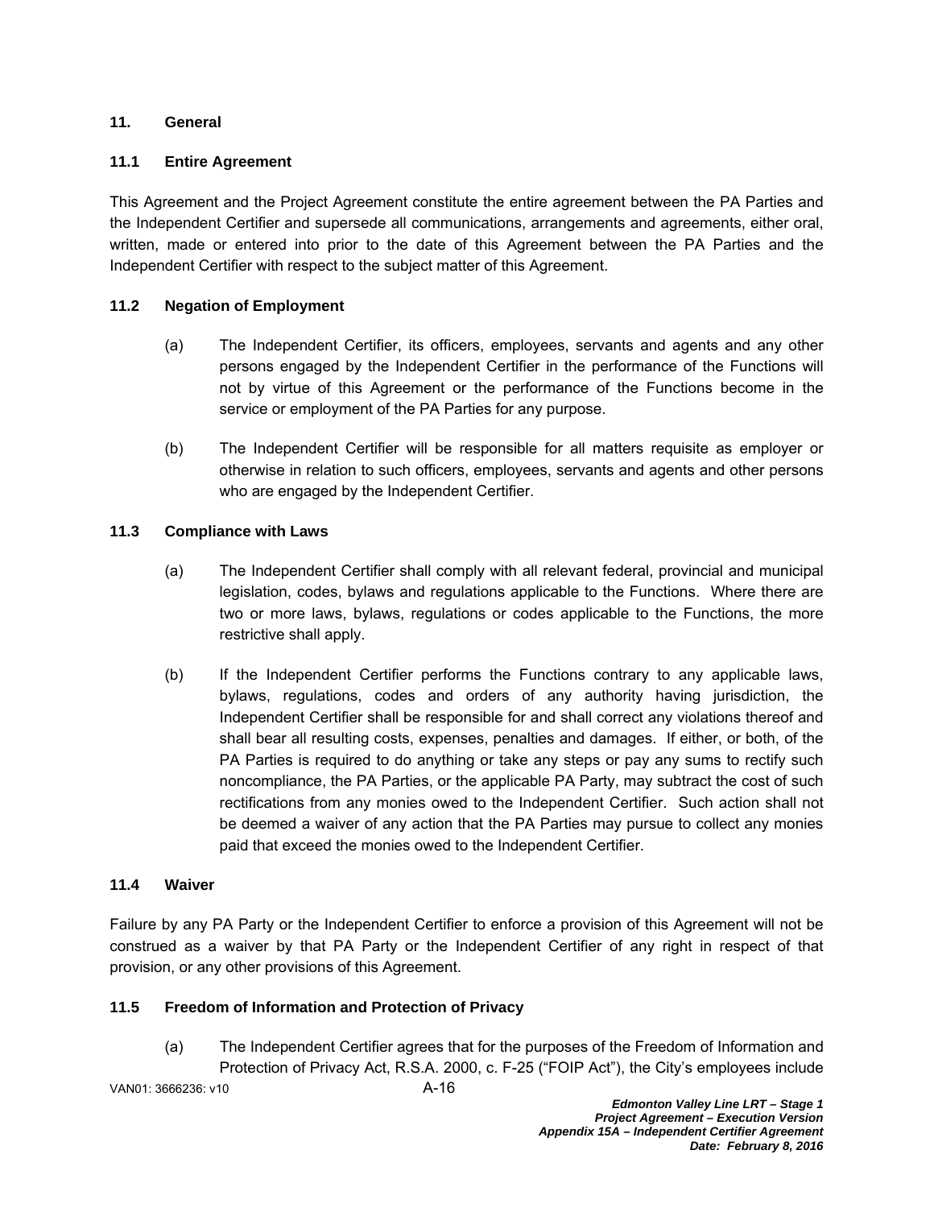## 11. General

### 11.1 Entire Agreement

This Agreement and the Project Agreement constitute the entire agreement between the PA Parties and the Independent Certifier and supersede all communications, arrangements and agreements, either oral, written, made or entered into prior to the date of this Agreement between the PA Parties and the Independent Certifier with respect to the subject matter of this Agreement.

### 11.2 Negation of Employment

(a) The Independent Certifier, its officers, employees, servants and agents and any other persons engaged by the Independent Certifier in the performance of the Functions will not by virtue of this Agreement or the performance of the Functions become in the service or employment of the PA Parties for any purpose.

(b) The Independent Certifier will be responsible for all matters requisite as employer or otherwise in relation to such officers, employees, servants and agents and other persons who are engaged by the Independent Certifier.

### 11.3 Compliance with Laws

(a) The Independent Certifier shall comply with all relevant federal, provincial and municipal legislation, codes, bylaws and regulations applicable to the Functions. Where there are two or more laws, bylaws, regulations or codes applicable to the Functions, the more restrictive shall apply.

(b) If the Independent Certifier performs the Functions contrary to any applicable laws, bylaws, regulations, codes and orders of any authority having jurisdiction, the Independent Certifier shall be responsible for and shall correct any violations thereof and shall bear all resulting costs, expenses, penalties and damages. If either, or both, of the PA Parties is required to do anything or take any steps or pay any sums to rectify such noncompliance, the PA Parties, or the applicable PA Party, may subtract the cost of such rectifications from any monies owed to the Independent Certifier. Such action shall not be deemed a waiver of any action that the PA Parties may pursue to collect any monies paid that exceed the monies owed to the Independent Certifier.

### 11.4 Waiver

Failure by any PA Party or the Independent Certifier to enforce a provision of this Agreement will not be construed as a waiver by that PA Party or the Independent Certifier of any right in respect of that provision, or any other provisions of this Agreement.

### 11.5 Freedom of Information and Protection of Privacy

(a) The Independent Certifier agrees that for the purposes of the Freedom of Information and Protection of Privacy Act, R.S.A. 2000, c. F-25 ("FOIP Act"), the City's employees include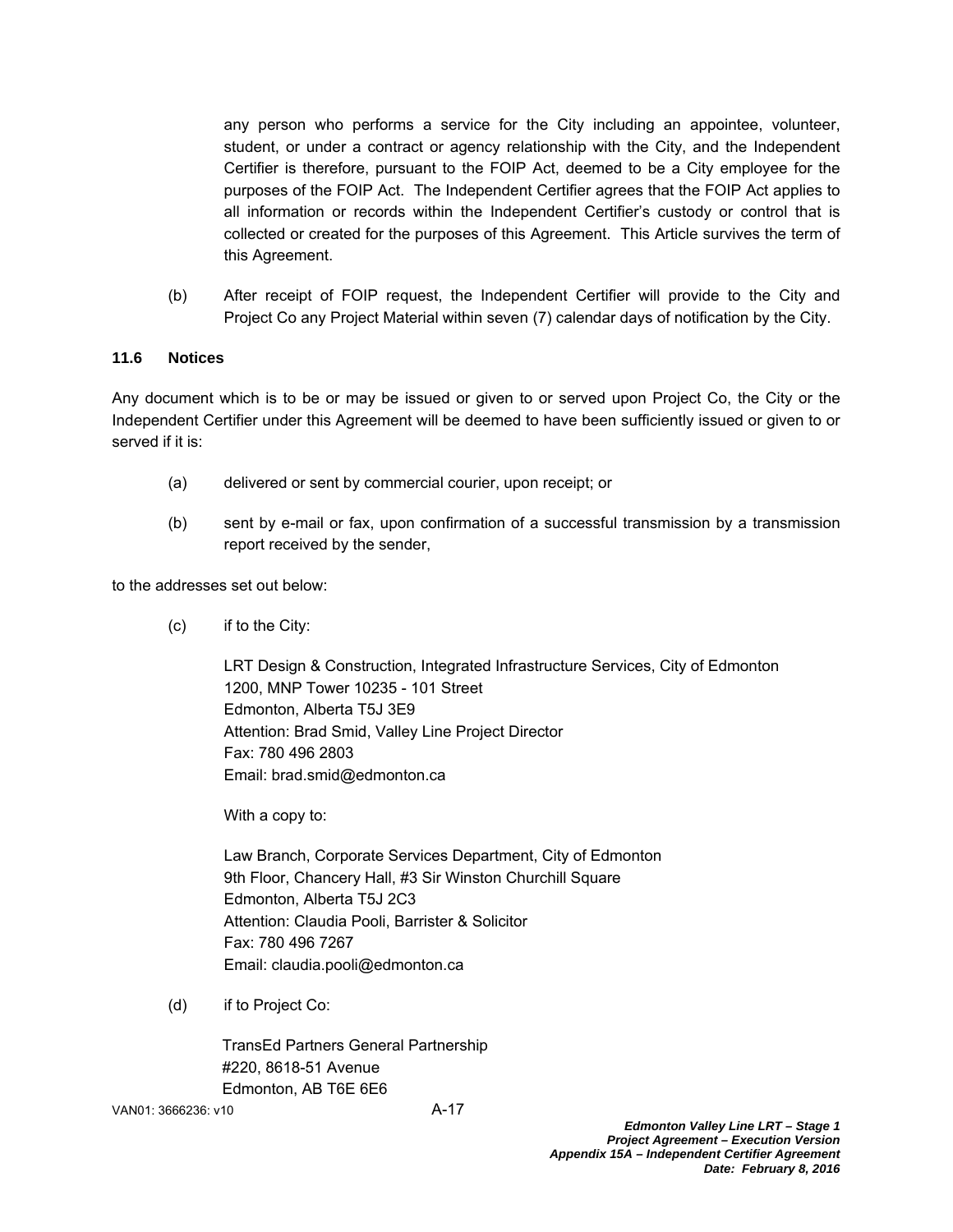any person who performs a service for the City including an appointee, volunteer, student, or under a contract or agency relationship with the City, and the Independent Certifier is therefore, pursuant to the FOIP Act, deemed to be a City employee for the purposes of the FOIP Act. The Independent Certifier agrees that the FOIP Act applies to all information or records within the Independent Certifier's custody or control that is collected or created for the purposes of this Agreement. This Article survives the term of this Agreement.

(b) After receipt of FOIP request, the Independent Certifier will provide to the City and Project Co any Project Material within seven (7) calendar days of notification by the City.

### 11.6 Notices

Any document which is to be or may be issued or given to or served upon Project Co, the City or the Independent Certifier under this Agreement will be deemed to have been sufficiently issued or given to or served if it is:

(a) delivered or sent by commercial courier, upon receipt; or

(b) sent by e-mail or fax, upon confirmation of a successful transmission by a transmission report received by the sender,

to the addresses set out below:

(c) if to the City:

LRT Design & Construction, Integrated Infrastructure Services, City of Edmonton
1200, MNP Tower 10235 - 101 Street
Edmonton, Alberta T5J 3E9
Attention: Brad Smid, Valley Line Project Director
Fax: 780 496 2803
Email: brad.smid@edmonton.ca

With a copy to:

Law Branch, Corporate Services Department, City of Edmonton
9th Floor, Chancery Hall, #3 Sir Winston Churchill Square
Edmonton, Alberta T5J 2C3
Attention: Claudia Pooli, Barrister & Solicitor
Fax: 780 496 7267
Email: claudia.pooli@edmonton.ca

(d) if to Project Co:

TransEd Partners General Partnership
#220, 8618-51 Avenue
Edmonton, AB T6E 6E6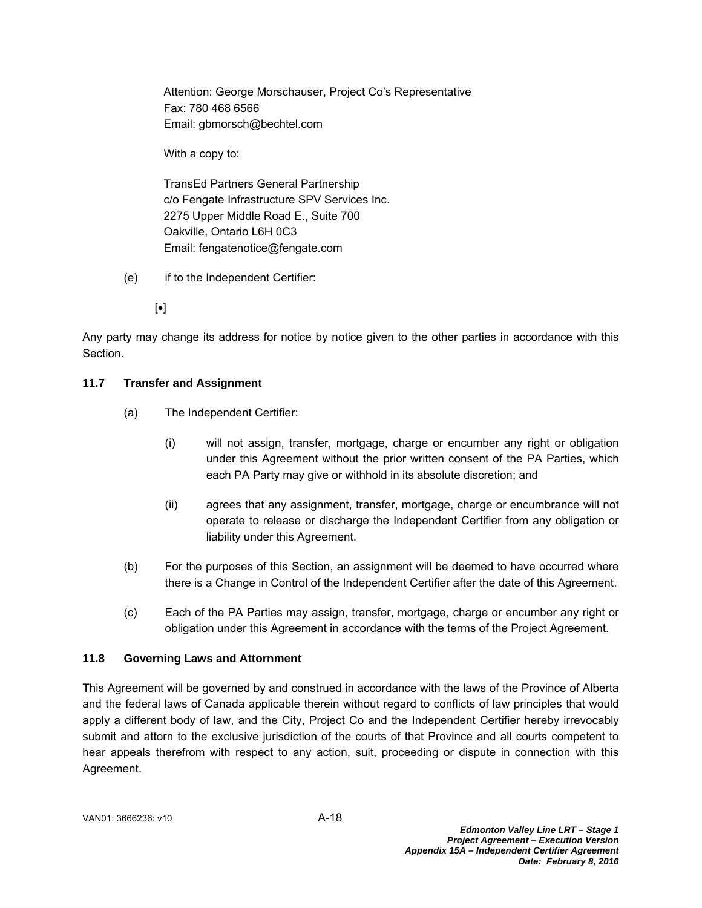Attention: George Morschauser, Project Co's Representative
Fax: 780 468 6566
Email: gbmorsch@bechtel.com

With a copy to:

TransEd Partners General Partnership
c/o Fengate Infrastructure SPV Services Inc.
2275 Upper Middle Road E., Suite 700
Oakville, Ontario L6H 0C3
Email: fengatenotice@fengate.com

(e) if to the Independent Certifier:

[•]

Any party may change its address for notice by notice given to the other parties in accordance with this Section.

**11.7 Transfer and Assignment**

(a) The Independent Certifier:

(i) will not assign, transfer, mortgage, charge or encumber any right or obligation under this Agreement without the prior written consent of the PA Parties, which each PA Party may give or withhold in its absolute discretion; and

(ii) agrees that any assignment, transfer, mortgage, charge or encumbrance will not operate to release or discharge the Independent Certifier from any obligation or liability under this Agreement.

(b) For the purposes of this Section, an assignment will be deemed to have occurred where there is a Change in Control of the Independent Certifier after the date of this Agreement.

(c) Each of the PA Parties may assign, transfer, mortgage, charge or encumber any right or obligation under this Agreement in accordance with the terms of the Project Agreement.

**11.8 Governing Laws and Attornment**

This Agreement will be governed by and construed in accordance with the laws of the Province of Alberta and the federal laws of Canada applicable therein without regard to conflicts of law principles that would apply a different body of law, and the City, Project Co and the Independent Certifier hereby irrevocably submit and attorn to the exclusive jurisdiction of the courts of that Province and all courts competent to hear appeals therefrom with respect to any action, suit, proceeding or dispute in connection with this Agreement.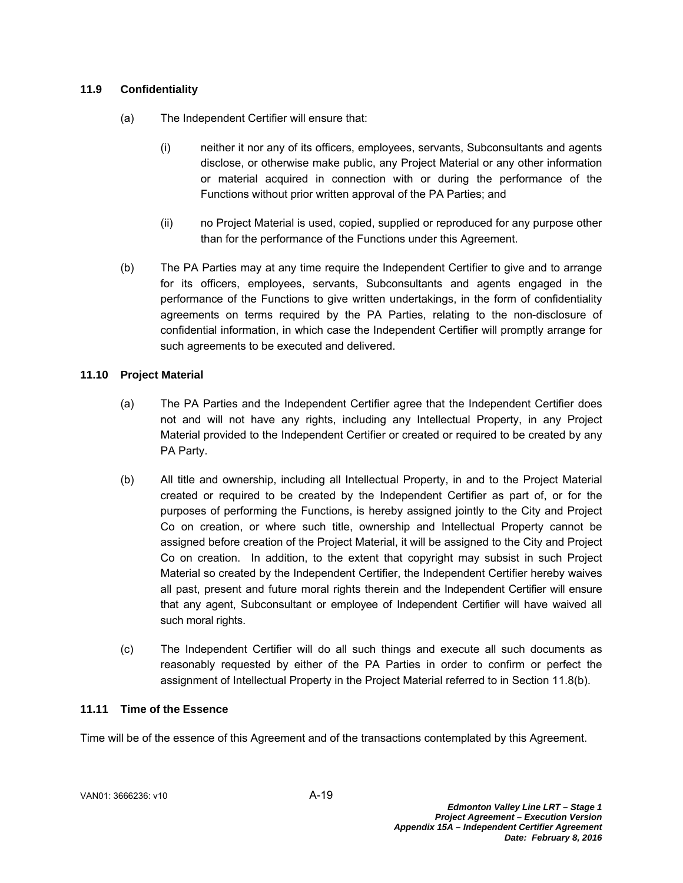### 11.9 Confidentiality

(a) The Independent Certifier will ensure that:

(i) neither it nor any of its officers, employees, servants, Subconsultants and agents disclose, or otherwise make public, any Project Material or any other information or material acquired in connection with or during the performance of the Functions without prior written approval of the PA Parties; and

(ii) no Project Material is used, copied, supplied or reproduced for any purpose other than for the performance of the Functions under this Agreement.

(b) The PA Parties may at any time require the Independent Certifier to give and to arrange for its officers, employees, servants, Subconsultants and agents engaged in the performance of the Functions to give written undertakings, in the form of confidentiality agreements on terms required by the PA Parties, relating to the non-disclosure of confidential information, in which case the Independent Certifier will promptly arrange for such agreements to be executed and delivered.

### 11.10 Project Material

(a) The PA Parties and the Independent Certifier agree that the Independent Certifier does not and will not have any rights, including any Intellectual Property, in any Project Material provided to the Independent Certifier or created or required to be created by any PA Party.

(b) All title and ownership, including all Intellectual Property, in and to the Project Material created or required to be created by the Independent Certifier as part of, or for the purposes of performing the Functions, is hereby assigned jointly to the City and Project Co on creation, or where such title, ownership and Intellectual Property cannot be assigned before creation of the Project Material, it will be assigned to the City and Project Co on creation. In addition, to the extent that copyright may subsist in such Project Material so created by the Independent Certifier, the Independent Certifier hereby waives all past, present and future moral rights therein and the Independent Certifier will ensure that any agent, Subconsultant or employee of Independent Certifier will have waived all such moral rights.

(c) The Independent Certifier will do all such things and execute all such documents as reasonably requested by either of the PA Parties in order to confirm or perfect the assignment of Intellectual Property in the Project Material referred to in Section 11.8(b).

### 11.11 Time of the Essence

Time will be of the essence of this Agreement and of the transactions contemplated by this Agreement.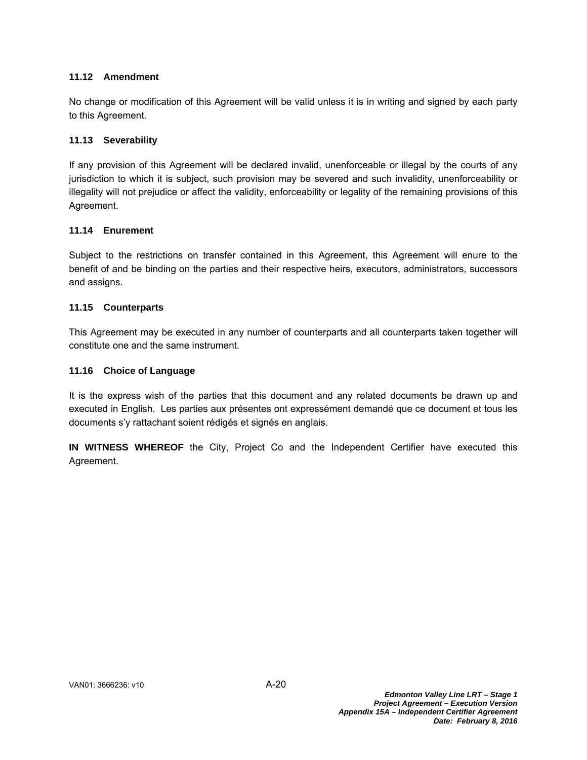### 11.12 Amendment

No change or modification of this Agreement will be valid unless it is in writing and signed by each party to this Agreement.

### 11.13 Severability

If any provision of this Agreement will be declared invalid, unenforceable or illegal by the courts of any jurisdiction to which it is subject, such provision may be severed and such invalidity, unenforceability or illegality will not prejudice or affect the validity, enforceability or legality of the remaining provisions of this Agreement.

### 11.14 Enurement

Subject to the restrictions on transfer contained in this Agreement, this Agreement will enure to the benefit of and be binding on the parties and their respective heirs, executors, administrators, successors and assigns.

### 11.15 Counterparts

This Agreement may be executed in any number of counterparts and all counterparts taken together will constitute one and the same instrument.

### 11.16 Choice of Language

It is the express wish of the parties that this document and any related documents be drawn up and executed in English. Les parties aux présentes ont expressément demandé que ce document et tous les documents s'y rattachant soient rédigés et signés en anglais.

**IN WITNESS WHEREOF** the City, Project Co and the Independent Certifier have executed this Agreement.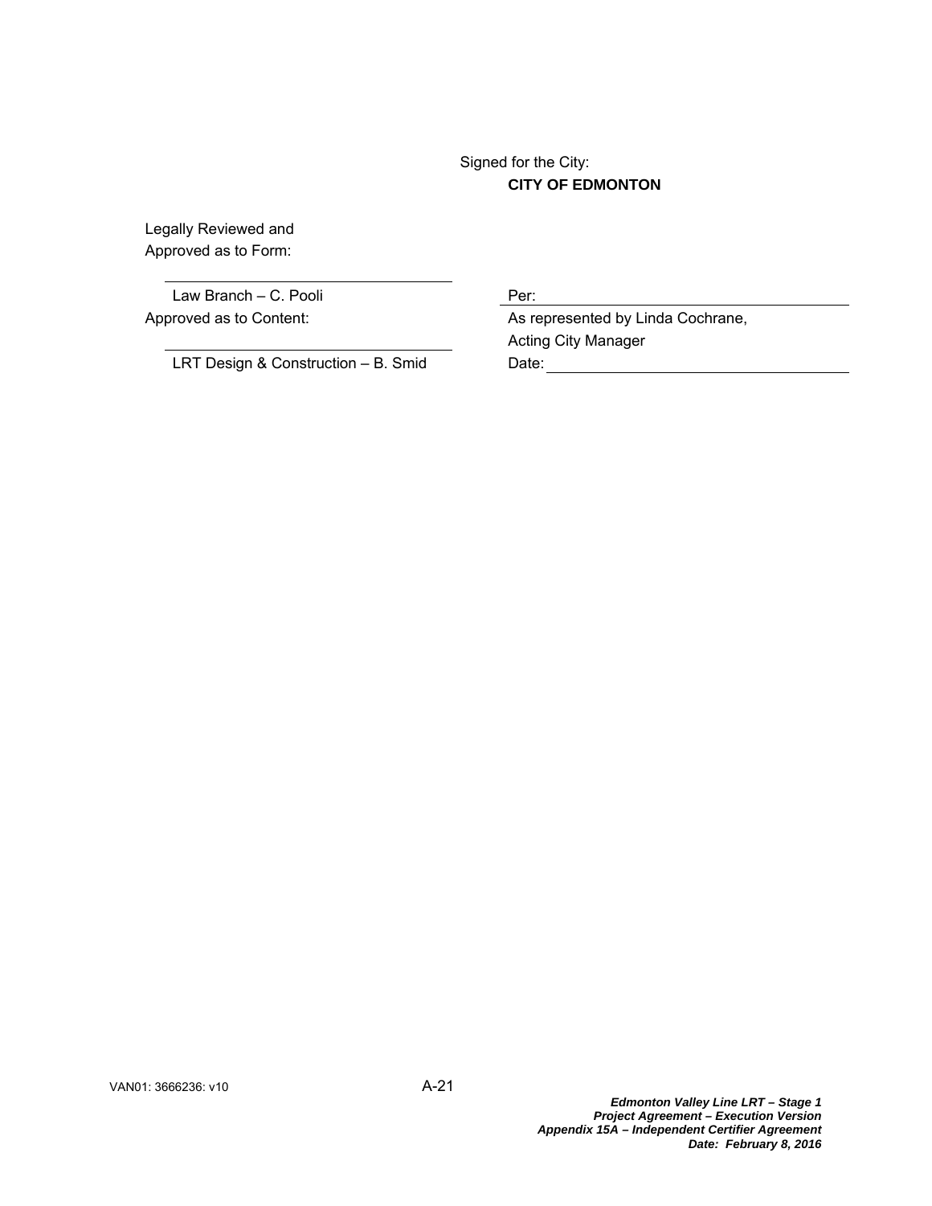Signed for the City:

**CITY OF EDMONTON**

Legally Reviewed and
Approved as to Form:

\_\_\_\_\_\_\_\_\_\_\_\_\_\_\_\_\_\_\_\_\_\_\_\_\_\_\_\_\_\_\_\_

Law Branch – C. Pooli

Approved as to Content:

\_\_\_\_\_\_\_\_\_\_\_\_\_\_\_\_\_\_\_\_\_\_\_\_\_\_\_\_\_\_\_\_

LRT Design & Construction – B. Smid

Per: \_\_\_\_\_\_\_\_\_\_\_\_\_\_\_\_\_\_\_\_\_\_\_\_\_\_\_\_\_\_\_\_

As represented by Linda Cochrane,
Acting City Manager

Date: \_\_\_\_\_\_\_\_\_\_\_\_\_\_\_\_\_\_\_\_\_\_\_\_\_\_\_\_\_\_\_\_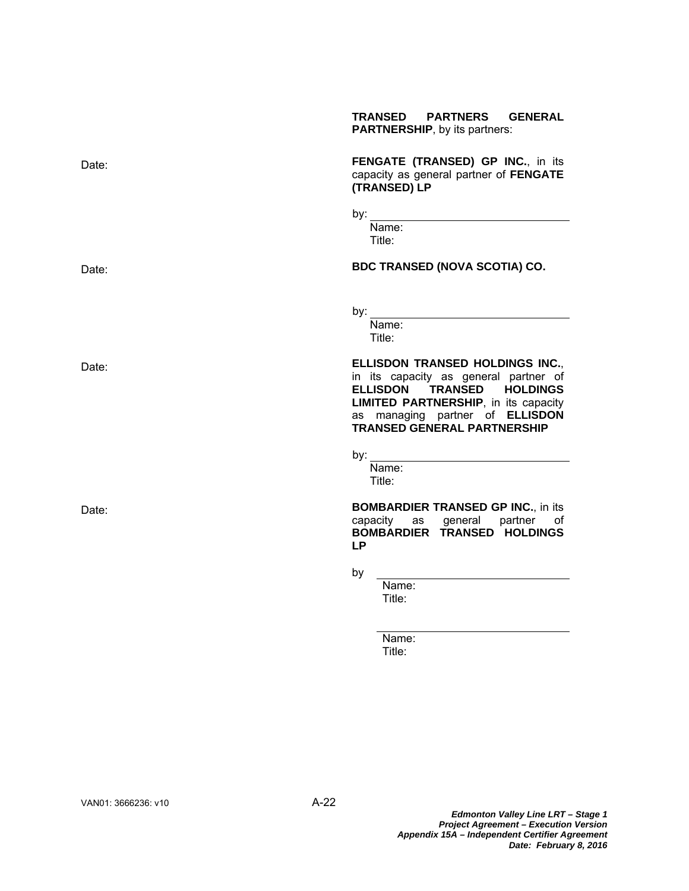**TRANSED PARTNERS GENERAL PARTNERSHIP**, by its partners:

Date:

**FENGATE (TRANSED) GP INC.**, in its capacity as general partner of **FENGATE (TRANSED) LP**

by: ______________________________
Name:
Title:

Date:

**BDC TRANSED (NOVA SCOTIA) CO.**

by: ______________________________
Name:
Title:

Date:

**ELLISDON TRANSED HOLDINGS INC.**, in its capacity as general partner of **ELLISDON TRANSED HOLDINGS LIMITED PARTNERSHIP**, in its capacity as managing partner of **ELLISDON TRANSED GENERAL PARTNERSHIP**

by: ______________________________
Name:
Title:

Date:

**BOMBARDIER TRANSED GP INC.**, in its capacity as general partner of **BOMBARDIER TRANSED HOLDINGS LP**

by ______________________________
Name:
Title:

______________________________
Name:
Title: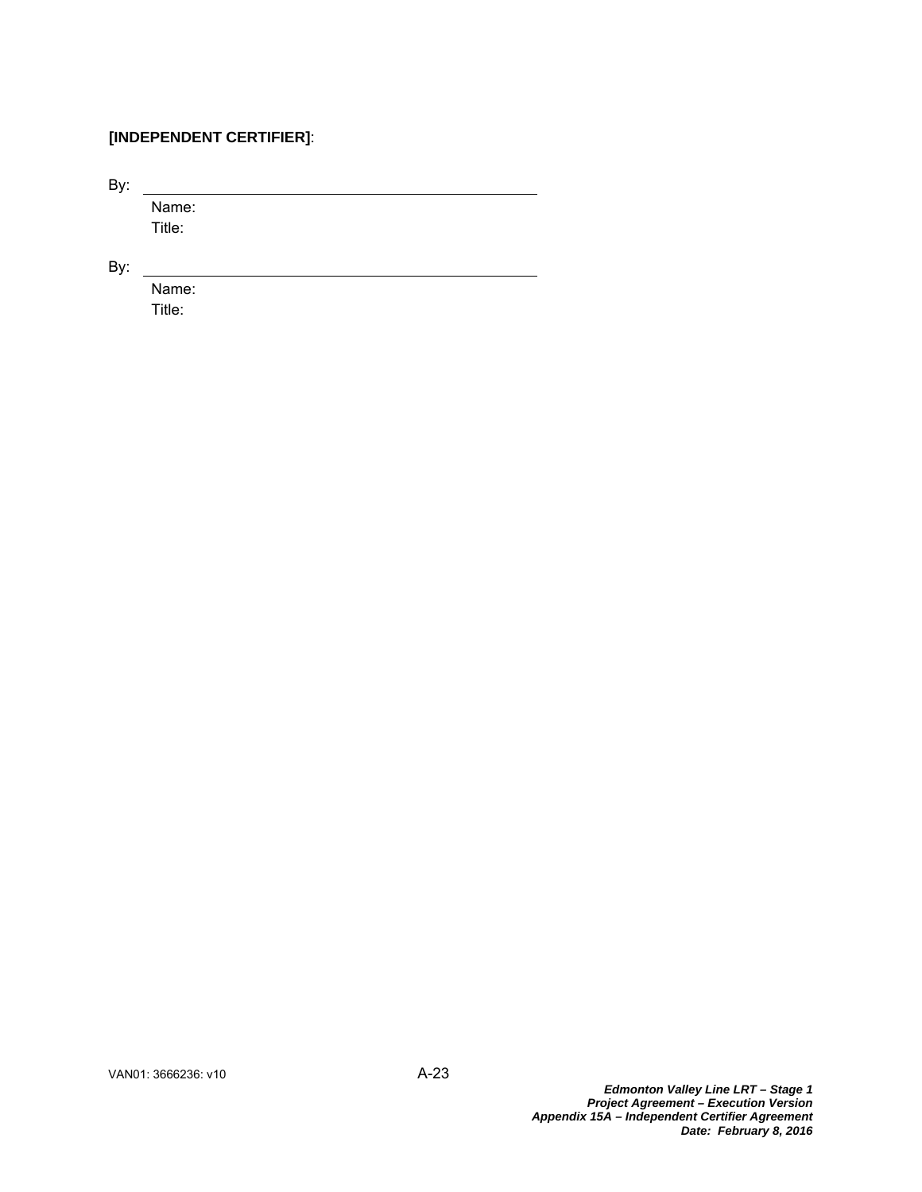**[INDEPENDENT CERTIFIER]**:

By: \_\_\_\_\_\_\_\_\_\_\_\_\_\_\_\_\_\_\_\_\_\_\_\_\_\_\_\_\_\_\_\_\_\_\_\_\_\_\_\_

Name:

Title:

By: \_\_\_\_\_\_\_\_\_\_\_\_\_\_\_\_\_\_\_\_\_\_\_\_\_\_\_\_\_\_\_\_\_\_\_\_\_\_\_\_

Name:

Title: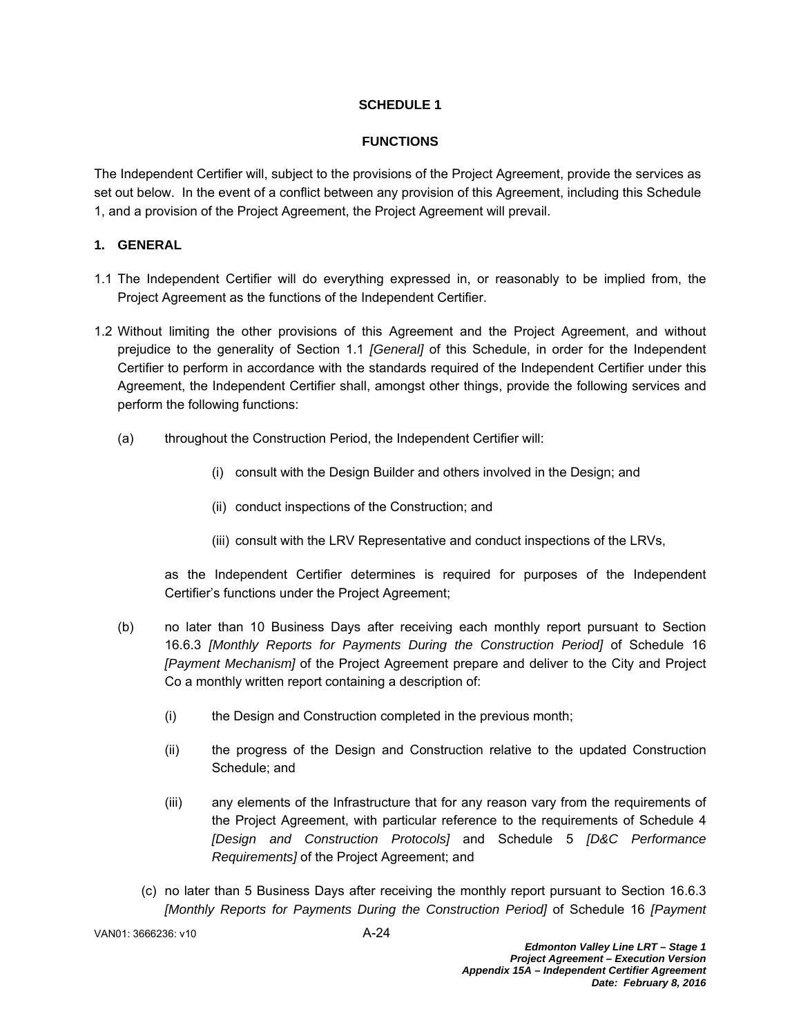**SCHEDULE 1**

**FUNCTIONS**

The Independent Certifier will, subject to the provisions of the Project Agreement, provide the services as set out below. In the event of a conflict between any provision of this Agreement, including this Schedule 1, and a provision of the Project Agreement, the Project Agreement will prevail.

**1. GENERAL**

1.1 The Independent Certifier will do everything expressed in, or reasonably to be implied from, the Project Agreement as the functions of the Independent Certifier.

1.2 Without limiting the other provisions of this Agreement and the Project Agreement, and without prejudice to the generality of Section 1.1 *[General]* of this Schedule, in order for the Independent Certifier to perform in accordance with the standards required of the Independent Certifier under this Agreement, the Independent Certifier shall, amongst other things, provide the following services and perform the following functions:

(a) throughout the Construction Period, the Independent Certifier will:

(i) consult with the Design Builder and others involved in the Design; and

(ii) conduct inspections of the Construction; and

(iii) consult with the LRV Representative and conduct inspections of the LRVs,

as the Independent Certifier determines is required for purposes of the Independent Certifier's functions under the Project Agreement;

(b) no later than 10 Business Days after receiving each monthly report pursuant to Section 16.6.3 *[Monthly Reports for Payments During the Construction Period]* of Schedule 16 *[Payment Mechanism]* of the Project Agreement prepare and deliver to the City and Project Co a monthly written report containing a description of:

(i) the Design and Construction completed in the previous month;

(ii) the progress of the Design and Construction relative to the updated Construction Schedule; and

(iii) any elements of the Infrastructure that for any reason vary from the requirements of the Project Agreement, with particular reference to the requirements of Schedule 4 *[Design and Construction Protocols]* and Schedule 5 *[D&C Performance Requirements]* of the Project Agreement; and

(c) no later than 5 Business Days after receiving the monthly report pursuant to Section 16.6.3 *[Monthly Reports for Payments During the Construction Period]* of Schedule 16 *[Payment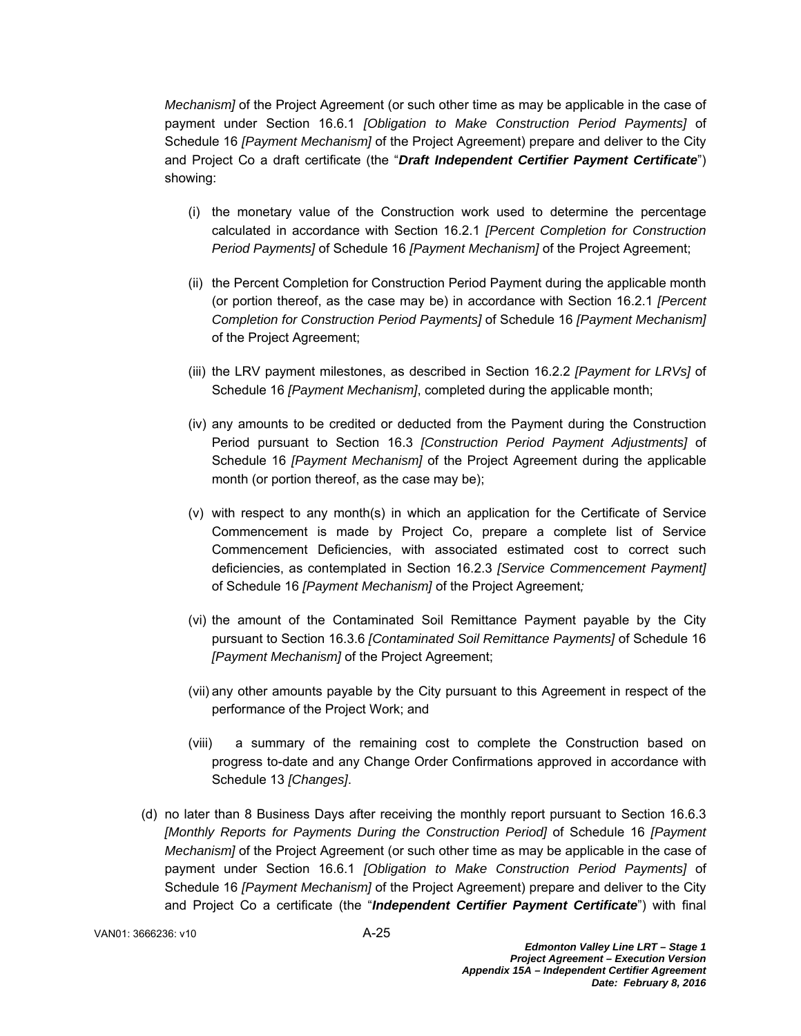*Mechanism]* of the Project Agreement (or such other time as may be applicable in the case of payment under Section 16.6.1 *[Obligation to Make Construction Period Payments]* of Schedule 16 *[Payment Mechanism]* of the Project Agreement) prepare and deliver to the City and Project Co a draft certificate (the "***Draft Independent Certifier Payment Certificate***") showing:

(i) the monetary value of the Construction work used to determine the percentage calculated in accordance with Section 16.2.1 *[Percent Completion for Construction Period Payments]* of Schedule 16 *[Payment Mechanism]* of the Project Agreement;

(ii) the Percent Completion for Construction Period Payment during the applicable month (or portion thereof, as the case may be) in accordance with Section 16.2.1 *[Percent Completion for Construction Period Payments]* of Schedule 16 *[Payment Mechanism]* of the Project Agreement;

(iii) the LRV payment milestones, as described in Section 16.2.2 *[Payment for LRVs]* of Schedule 16 *[Payment Mechanism]*, completed during the applicable month;

(iv) any amounts to be credited or deducted from the Payment during the Construction Period pursuant to Section 16.3 *[Construction Period Payment Adjustments]* of Schedule 16 *[Payment Mechanism]* of the Project Agreement during the applicable month (or portion thereof, as the case may be);

(v) with respect to any month(s) in which an application for the Certificate of Service Commencement is made by Project Co, prepare a complete list of Service Commencement Deficiencies, with associated estimated cost to correct such deficiencies, as contemplated in Section 16.2.3 *[Service Commencement Payment]* of Schedule 16 *[Payment Mechanism]* of the Project Agreement*;*

(vi) the amount of the Contaminated Soil Remittance Payment payable by the City pursuant to Section 16.3.6 *[Contaminated Soil Remittance Payments]* of Schedule 16 *[Payment Mechanism]* of the Project Agreement;

(vii) any other amounts payable by the City pursuant to this Agreement in respect of the performance of the Project Work; and

(viii) a summary of the remaining cost to complete the Construction based on progress to-date and any Change Order Confirmations approved in accordance with Schedule 13 *[Changes]*.

(d) no later than 8 Business Days after receiving the monthly report pursuant to Section 16.6.3 *[Monthly Reports for Payments During the Construction Period]* of Schedule 16 *[Payment Mechanism]* of the Project Agreement (or such other time as may be applicable in the case of payment under Section 16.6.1 *[Obligation to Make Construction Period Payments]* of Schedule 16 *[Payment Mechanism]* of the Project Agreement) prepare and deliver to the City and Project Co a certificate (the "***Independent Certifier Payment Certificate***") with final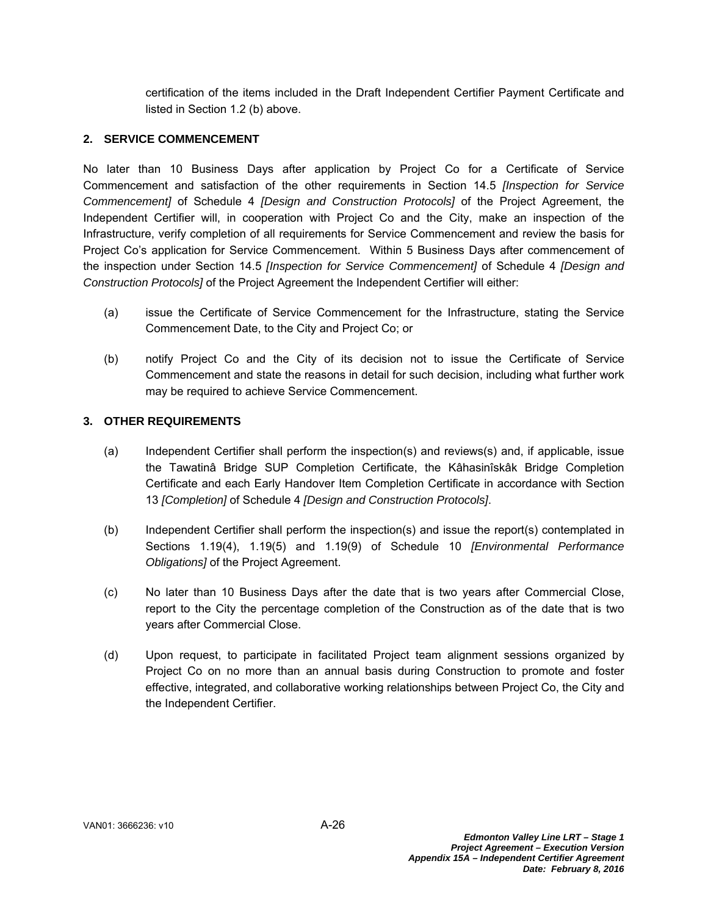certification of the items included in the Draft Independent Certifier Payment Certificate and listed in Section 1.2 (b) above.

## 2. SERVICE COMMENCEMENT

No later than 10 Business Days after application by Project Co for a Certificate of Service Commencement and satisfaction of the other requirements in Section 14.5 *[Inspection for Service Commencement]* of Schedule 4 *[Design and Construction Protocols]* of the Project Agreement, the Independent Certifier will, in cooperation with Project Co and the City, make an inspection of the Infrastructure, verify completion of all requirements for Service Commencement and review the basis for Project Co's application for Service Commencement. Within 5 Business Days after commencement of the inspection under Section 14.5 *[Inspection for Service Commencement]* of Schedule 4 *[Design and Construction Protocols]* of the Project Agreement the Independent Certifier will either:

(a) issue the Certificate of Service Commencement for the Infrastructure, stating the Service Commencement Date, to the City and Project Co; or

(b) notify Project Co and the City of its decision not to issue the Certificate of Service Commencement and state the reasons in detail for such decision, including what further work may be required to achieve Service Commencement.

## 3. OTHER REQUIREMENTS

(a) Independent Certifier shall perform the inspection(s) and reviews(s) and, if applicable, issue the Tawatinâ Bridge SUP Completion Certificate, the Kâhasinîskâk Bridge Completion Certificate and each Early Handover Item Completion Certificate in accordance with Section 13 *[Completion]* of Schedule 4 *[Design and Construction Protocols]*.

(b) Independent Certifier shall perform the inspection(s) and issue the report(s) contemplated in Sections 1.19(4), 1.19(5) and 1.19(9) of Schedule 10 *[Environmental Performance Obligations]* of the Project Agreement.

(c) No later than 10 Business Days after the date that is two years after Commercial Close, report to the City the percentage completion of the Construction as of the date that is two years after Commercial Close.

(d) Upon request, to participate in facilitated Project team alignment sessions organized by Project Co on no more than an annual basis during Construction to promote and foster effective, integrated, and collaborative working relationships between Project Co, the City and the Independent Certifier.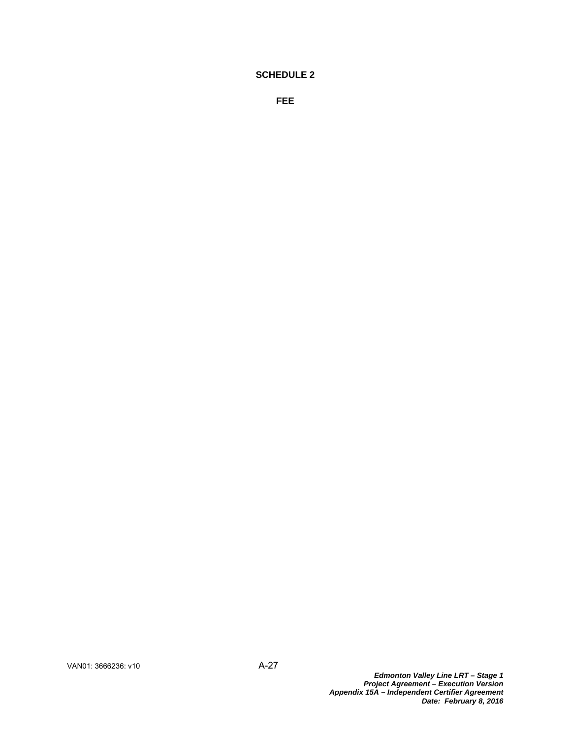# SCHEDULE 2

## FEE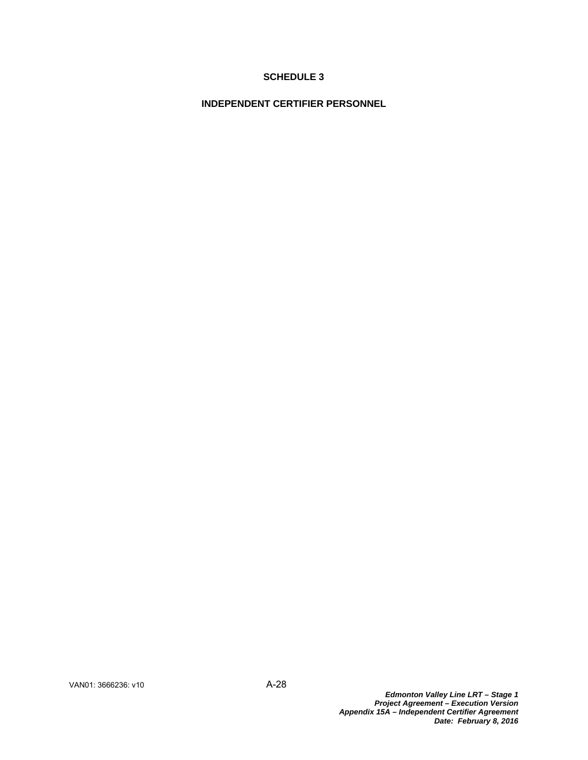# SCHEDULE 3

## INDEPENDENT CERTIFIER PERSONNEL